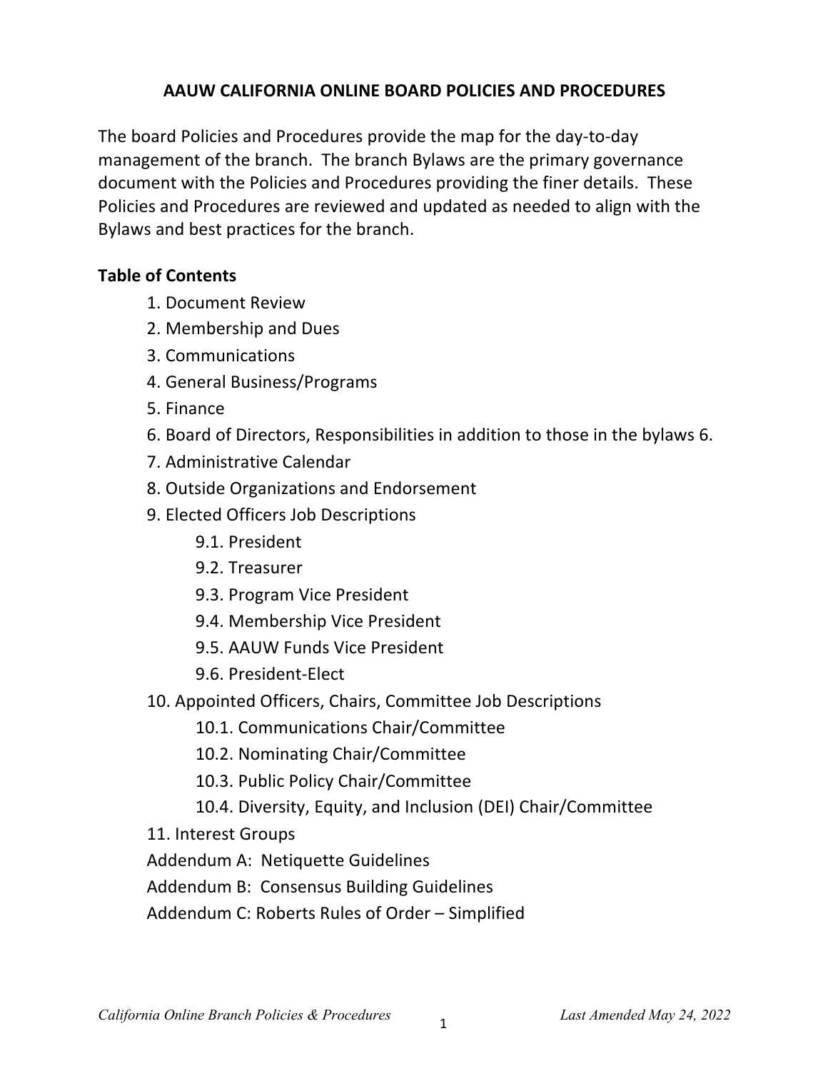# AAUW CALIFORNIA ONLINE BOARD POLICIES AND PROCEDURES

The board Policies and Procedures provide the map for the day-to-day management of the branch. The branch Bylaws are the primary governance document with the Policies and Procedures providing the finer details. These Policies and Procedures are reviewed and updated as needed to align with the Bylaws and best practices for the branch.

**Table of Contents**

1. Document Review
2. Membership and Dues
3. Communications
4. General Business/Programs
5. Finance
6. Board of Directors, Responsibilities in addition to those in the bylaws 6.
7. Administrative Calendar
8. Outside Organizations and Endorsement
9. Elected Officers Job Descriptions
    - 9.1. President
    - 9.2. Treasurer
    - 9.3. Program Vice President
    - 9.4. Membership Vice President
    - 9.5. AAUW Funds Vice President
    - 9.6. President-Elect
10. Appointed Officers, Chairs, Committee Job Descriptions
    - 10.1. Communications Chair/Committee
    - 10.2. Nominating Chair/Committee
    - 10.3. Public Policy Chair/Committee
    - 10.4. Diversity, Equity, and Inclusion (DEI) Chair/Committee
11. Interest Groups

Addendum A: Netiquette Guidelines

Addendum B: Consensus Building Guidelines

Addendum C: Roberts Rules of Order – Simplified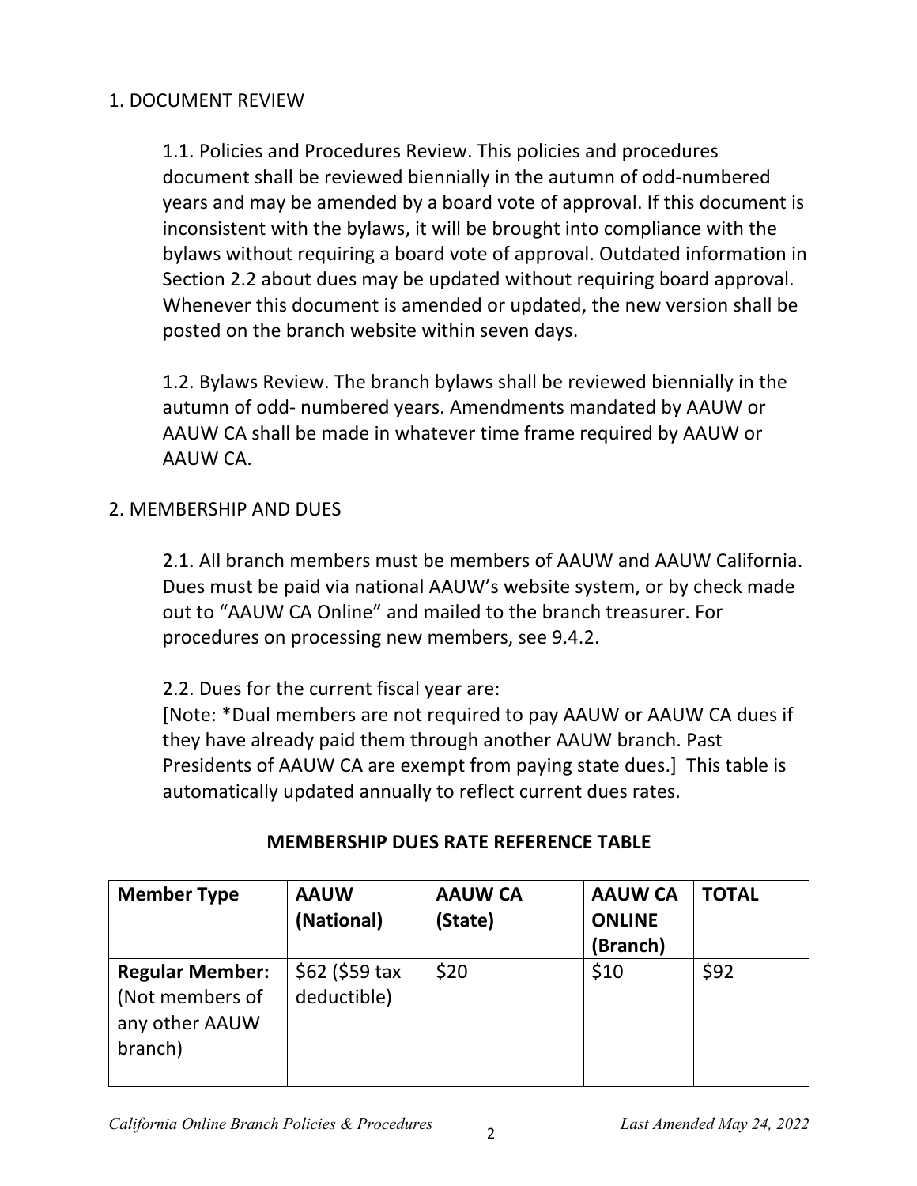## 1. DOCUMENT REVIEW

1.1. Policies and Procedures Review. This policies and procedures document shall be reviewed biennially in the autumn of odd-numbered years and may be amended by a board vote of approval. If this document is inconsistent with the bylaws, it will be brought into compliance with the bylaws without requiring a board vote of approval. Outdated information in Section 2.2 about dues may be updated without requiring board approval. Whenever this document is amended or updated, the new version shall be posted on the branch website within seven days.

1.2. Bylaws Review. The branch bylaws shall be reviewed biennially in the autumn of odd- numbered years. Amendments mandated by AAUW or AAUW CA shall be made in whatever time frame required by AAUW or AAUW CA.

## 2. MEMBERSHIP AND DUES

2.1. All branch members must be members of AAUW and AAUW California. Dues must be paid via national AAUW's website system, or by check made out to "AAUW CA Online" and mailed to the branch treasurer. For procedures on processing new members, see 9.4.2.

2.2. Dues for the current fiscal year are:
[Note: *Dual members are not required to pay AAUW or AAUW CA dues if they have already paid them through another AAUW branch. Past Presidents of AAUW CA are exempt from paying state dues.] This table is automatically updated annually to reflect current dues rates.

**MEMBERSHIP DUES RATE REFERENCE TABLE**

| Member Type | AAUW (National) | AAUW CA (State) | AAUW CA ONLINE (Branch) | TOTAL |
|---|---|---|---|---|
| **Regular Member:** (Not members of any other AAUW branch) | $62 ($59 tax deductible) | $20 | $10 | $92 |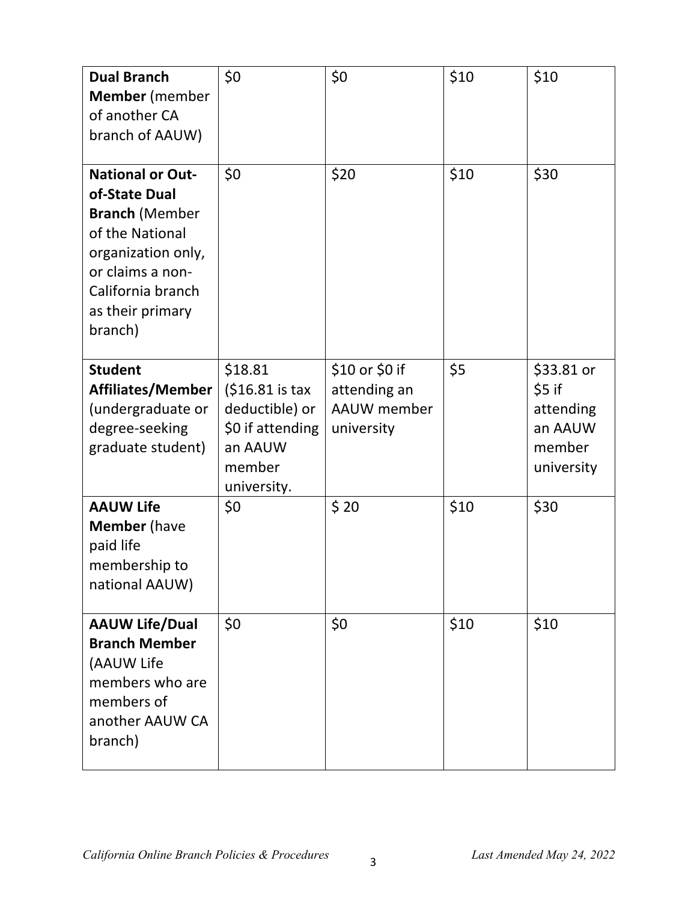| | | | | |
|---|---|---|---|---|
| **Dual Branch Member** (member of another CA branch of AAUW) | $0 | $0 | $10 | $10 |
| **National or Out-of-State Dual Branch** (Member of the National organization only, or claims a non-California branch as their primary branch) | $0 | $20 | $10 | $30 |
| **Student Affiliates/Member** (undergraduate or degree-seeking graduate student) | $18.81 ($16.81 is tax deductible) or $0 if attending an AAUW member university. | $10 or $0 if attending an AAUW member university | $5 | $33.81 or $5 if attending an AAUW member university |
| **AAUW Life Member** (have paid life membership to national AAUW) | $0 | $ 20 | $10 | $30 |
| **AAUW Life/Dual Branch Member** (AAUW Life members who are members of another AAUW CA branch) | $0 | $0 | $10 | $10 |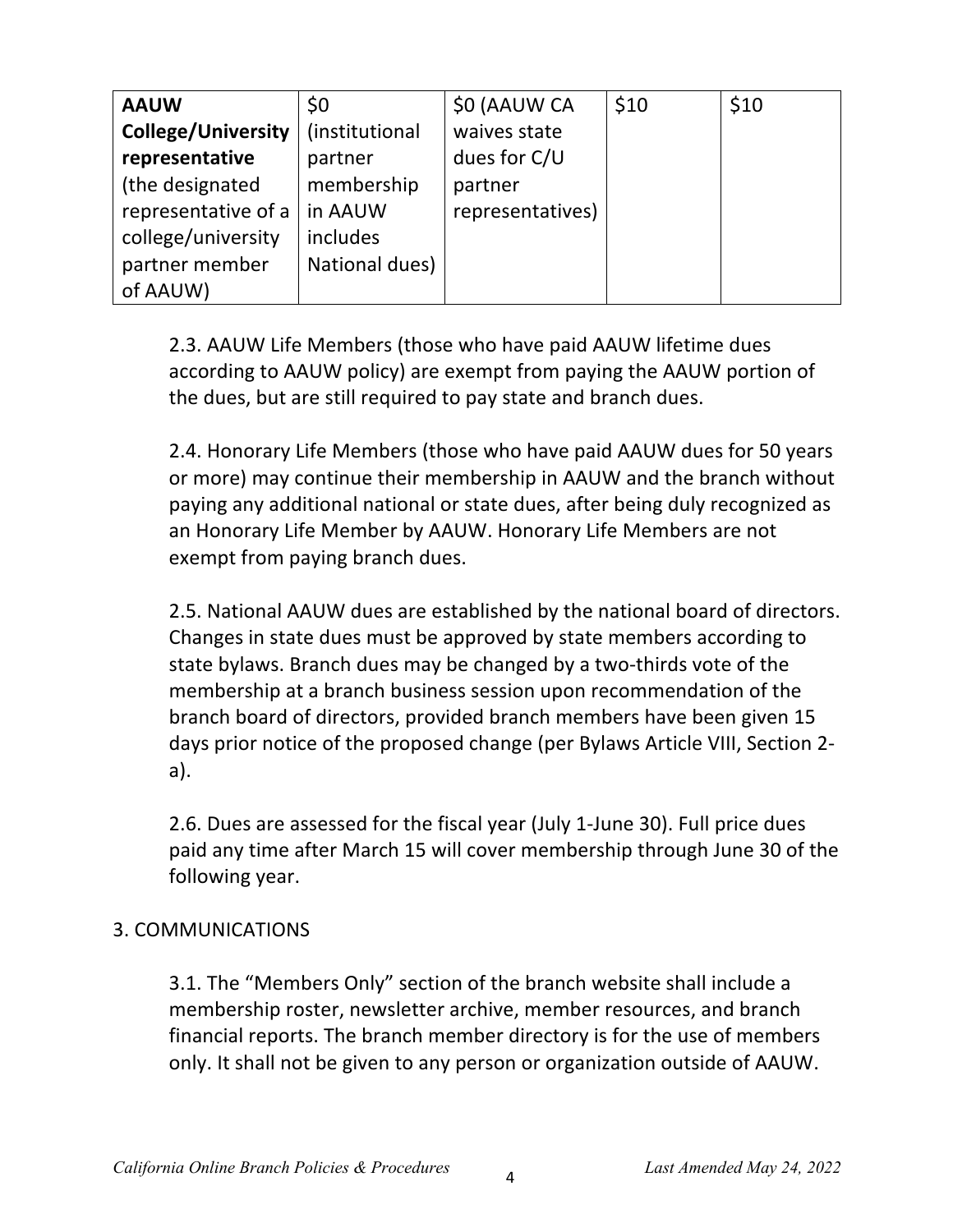| **AAUW College/University representative** (the designated representative of a college/university partner member of AAUW) | $0 (institutional partner membership in AAUW includes National dues) | $0 (AAUW CA waives state dues for C/U partner representatives) | $10 | $10 |
|---|---|---|---|---|

2.3. AAUW Life Members (those who have paid AAUW lifetime dues according to AAUW policy) are exempt from paying the AAUW portion of the dues, but are still required to pay state and branch dues.

2.4. Honorary Life Members (those who have paid AAUW dues for 50 years or more) may continue their membership in AAUW and the branch without paying any additional national or state dues, after being duly recognized as an Honorary Life Member by AAUW. Honorary Life Members are not exempt from paying branch dues.

2.5. National AAUW dues are established by the national board of directors. Changes in state dues must be approved by state members according to state bylaws. Branch dues may be changed by a two-thirds vote of the membership at a branch business session upon recommendation of the branch board of directors, provided branch members have been given 15 days prior notice of the proposed change (per Bylaws Article VIII, Section 2-a).

2.6. Dues are assessed for the fiscal year (July 1-June 30). Full price dues paid any time after March 15 will cover membership through June 30 of the following year.

3. COMMUNICATIONS

3.1. The “Members Only” section of the branch website shall include a membership roster, newsletter archive, member resources, and branch financial reports. The branch member directory is for the use of members only. It shall not be given to any person or organization outside of AAUW.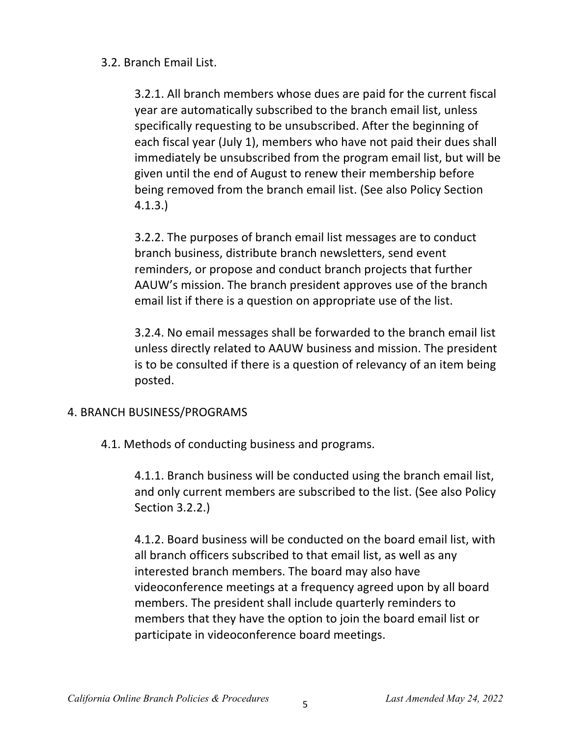3.2. Branch Email List.

3.2.1. All branch members whose dues are paid for the current fiscal year are automatically subscribed to the branch email list, unless specifically requesting to be unsubscribed. After the beginning of each fiscal year (July 1), members who have not paid their dues shall immediately be unsubscribed from the program email list, but will be given until the end of August to renew their membership before being removed from the branch email list. (See also Policy Section 4.1.3.)

3.2.2. The purposes of branch email list messages are to conduct branch business, distribute branch newsletters, send event reminders, or propose and conduct branch projects that further AAUW's mission. The branch president approves use of the branch email list if there is a question on appropriate use of the list.

3.2.4. No email messages shall be forwarded to the branch email list unless directly related to AAUW business and mission. The president is to be consulted if there is a question of relevancy of an item being posted.

## 4. BRANCH BUSINESS/PROGRAMS

4.1. Methods of conducting business and programs.

4.1.1. Branch business will be conducted using the branch email list, and only current members are subscribed to the list. (See also Policy Section 3.2.2.)

4.1.2. Board business will be conducted on the board email list, with all branch officers subscribed to that email list, as well as any interested branch members. The board may also have videoconference meetings at a frequency agreed upon by all board members. The president shall include quarterly reminders to members that they have the option to join the board email list or participate in videoconference board meetings.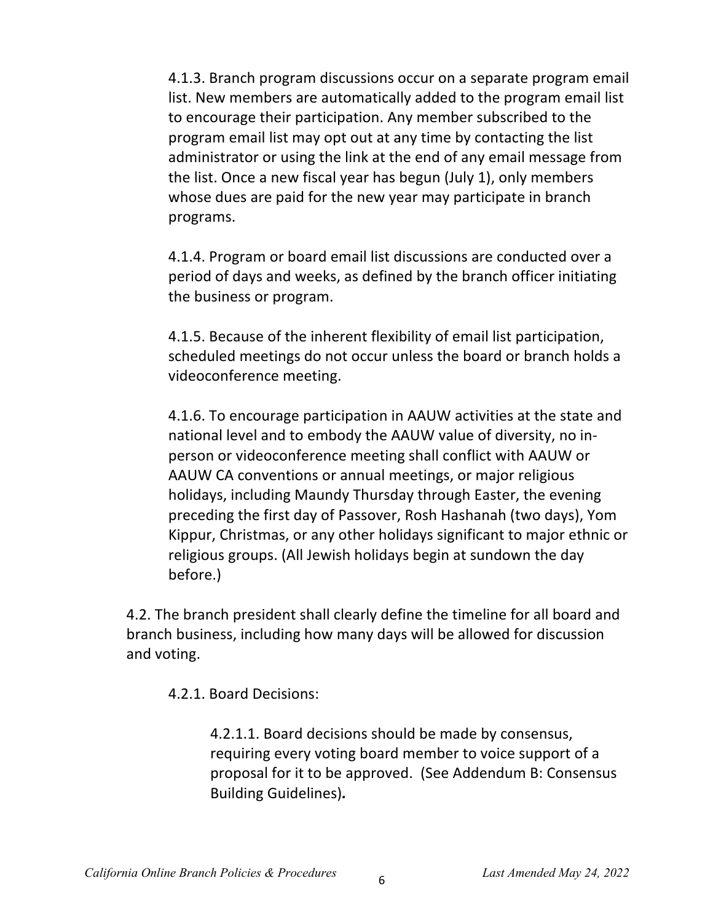4.1.3. Branch program discussions occur on a separate program email list. New members are automatically added to the program email list to encourage their participation. Any member subscribed to the program email list may opt out at any time by contacting the list administrator or using the link at the end of any email message from the list. Once a new fiscal year has begun (July 1), only members whose dues are paid for the new year may participate in branch programs.

4.1.4. Program or board email list discussions are conducted over a period of days and weeks, as defined by the branch officer initiating the business or program.

4.1.5. Because of the inherent flexibility of email list participation, scheduled meetings do not occur unless the board or branch holds a videoconference meeting.

4.1.6. To encourage participation in AAUW activities at the state and national level and to embody the AAUW value of diversity, no in-person or videoconference meeting shall conflict with AAUW or AAUW CA conventions or annual meetings, or major religious holidays, including Maundy Thursday through Easter, the evening preceding the first day of Passover, Rosh Hashanah (two days), Yom Kippur, Christmas, or any other holidays significant to major ethnic or religious groups. (All Jewish holidays begin at sundown the day before.)

4.2. The branch president shall clearly define the timeline for all board and branch business, including how many days will be allowed for discussion and voting.

4.2.1. Board Decisions:

4.2.1.1. Board decisions should be made by consensus, requiring every voting board member to voice support of a proposal for it to be approved. (See Addendum B: Consensus Building Guidelines)**.**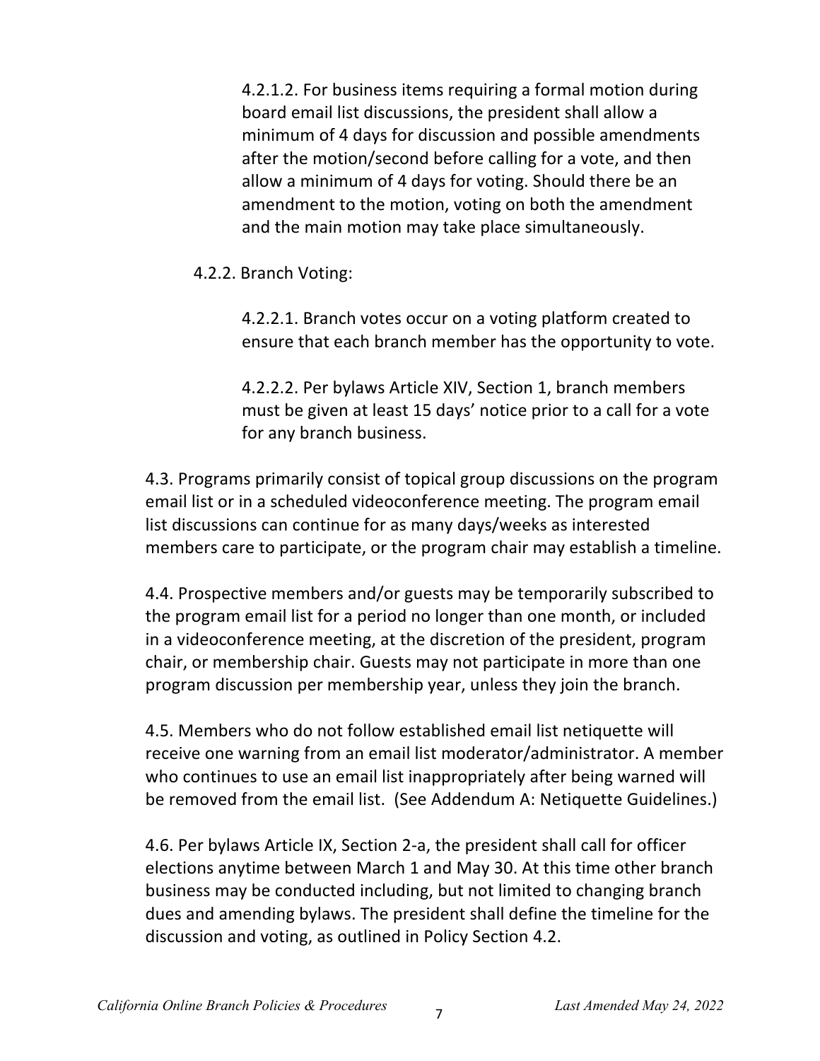4.2.1.2. For business items requiring a formal motion during board email list discussions, the president shall allow a minimum of 4 days for discussion and possible amendments after the motion/second before calling for a vote, and then allow a minimum of 4 days for voting. Should there be an amendment to the motion, voting on both the amendment and the main motion may take place simultaneously.

4.2.2. Branch Voting:

4.2.2.1. Branch votes occur on a voting platform created to ensure that each branch member has the opportunity to vote.

4.2.2.2. Per bylaws Article XIV, Section 1, branch members must be given at least 15 days' notice prior to a call for a vote for any branch business.

4.3. Programs primarily consist of topical group discussions on the program email list or in a scheduled videoconference meeting. The program email list discussions can continue for as many days/weeks as interested members care to participate, or the program chair may establish a timeline.

4.4. Prospective members and/or guests may be temporarily subscribed to the program email list for a period no longer than one month, or included in a videoconference meeting, at the discretion of the president, program chair, or membership chair. Guests may not participate in more than one program discussion per membership year, unless they join the branch.

4.5. Members who do not follow established email list netiquette will receive one warning from an email list moderator/administrator. A member who continues to use an email list inappropriately after being warned will be removed from the email list. (See Addendum A: Netiquette Guidelines.)

4.6. Per bylaws Article IX, Section 2-a, the president shall call for officer elections anytime between March 1 and May 30. At this time other branch business may be conducted including, but not limited to changing branch dues and amending bylaws. The president shall define the timeline for the discussion and voting, as outlined in Policy Section 4.2.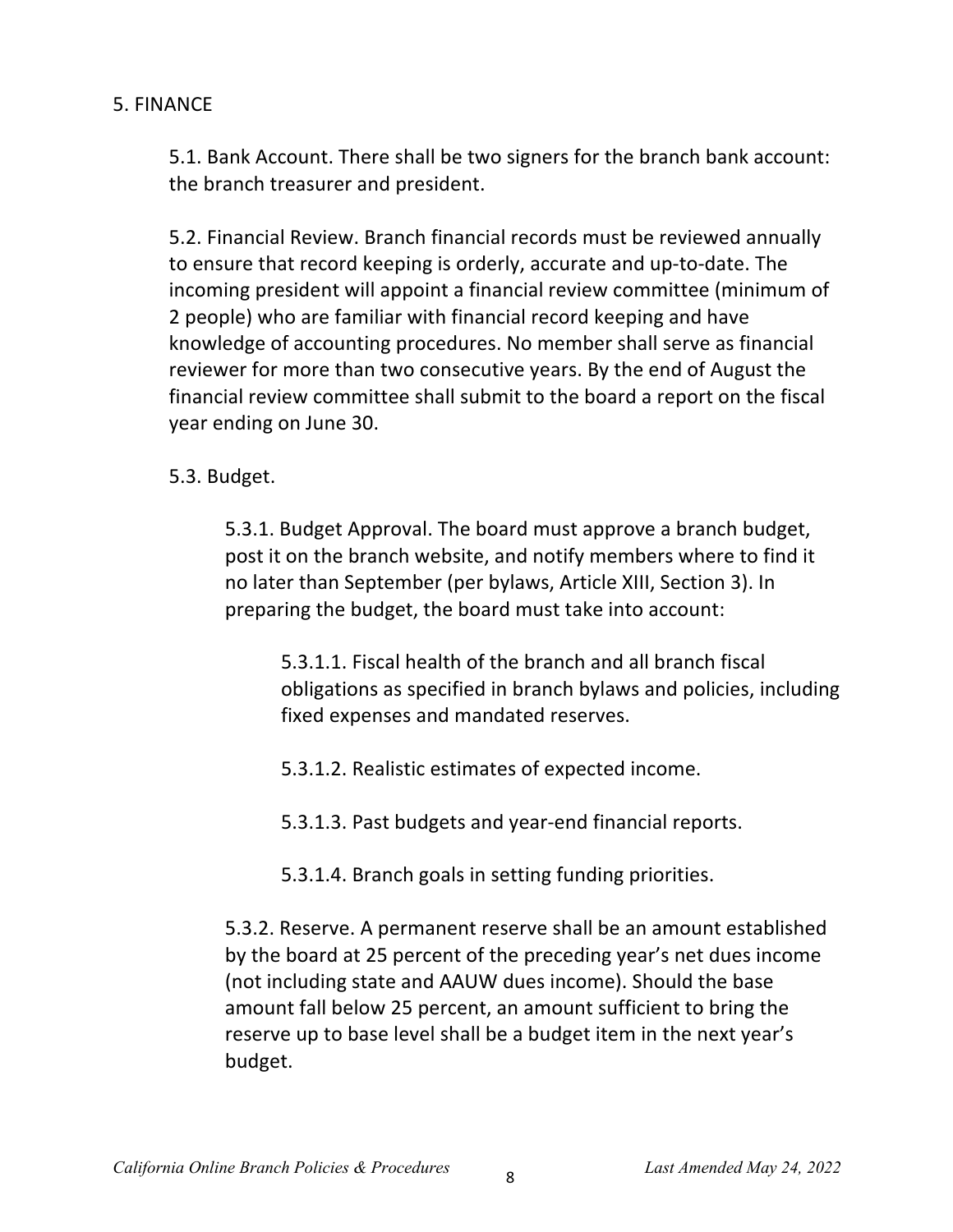## 5. FINANCE

5.1. Bank Account. There shall be two signers for the branch bank account: the branch treasurer and president.

5.2. Financial Review. Branch financial records must be reviewed annually to ensure that record keeping is orderly, accurate and up-to-date. The incoming president will appoint a financial review committee (minimum of 2 people) who are familiar with financial record keeping and have knowledge of accounting procedures. No member shall serve as financial reviewer for more than two consecutive years. By the end of August the financial review committee shall submit to the board a report on the fiscal year ending on June 30.

5.3. Budget.

5.3.1. Budget Approval. The board must approve a branch budget, post it on the branch website, and notify members where to find it no later than September (per bylaws, Article XIII, Section 3). In preparing the budget, the board must take into account:

5.3.1.1. Fiscal health of the branch and all branch fiscal obligations as specified in branch bylaws and policies, including fixed expenses and mandated reserves.

5.3.1.2. Realistic estimates of expected income.

5.3.1.3. Past budgets and year-end financial reports.

5.3.1.4. Branch goals in setting funding priorities.

5.3.2. Reserve. A permanent reserve shall be an amount established by the board at 25 percent of the preceding year's net dues income (not including state and AAUW dues income). Should the base amount fall below 25 percent, an amount sufficient to bring the reserve up to base level shall be a budget item in the next year's budget.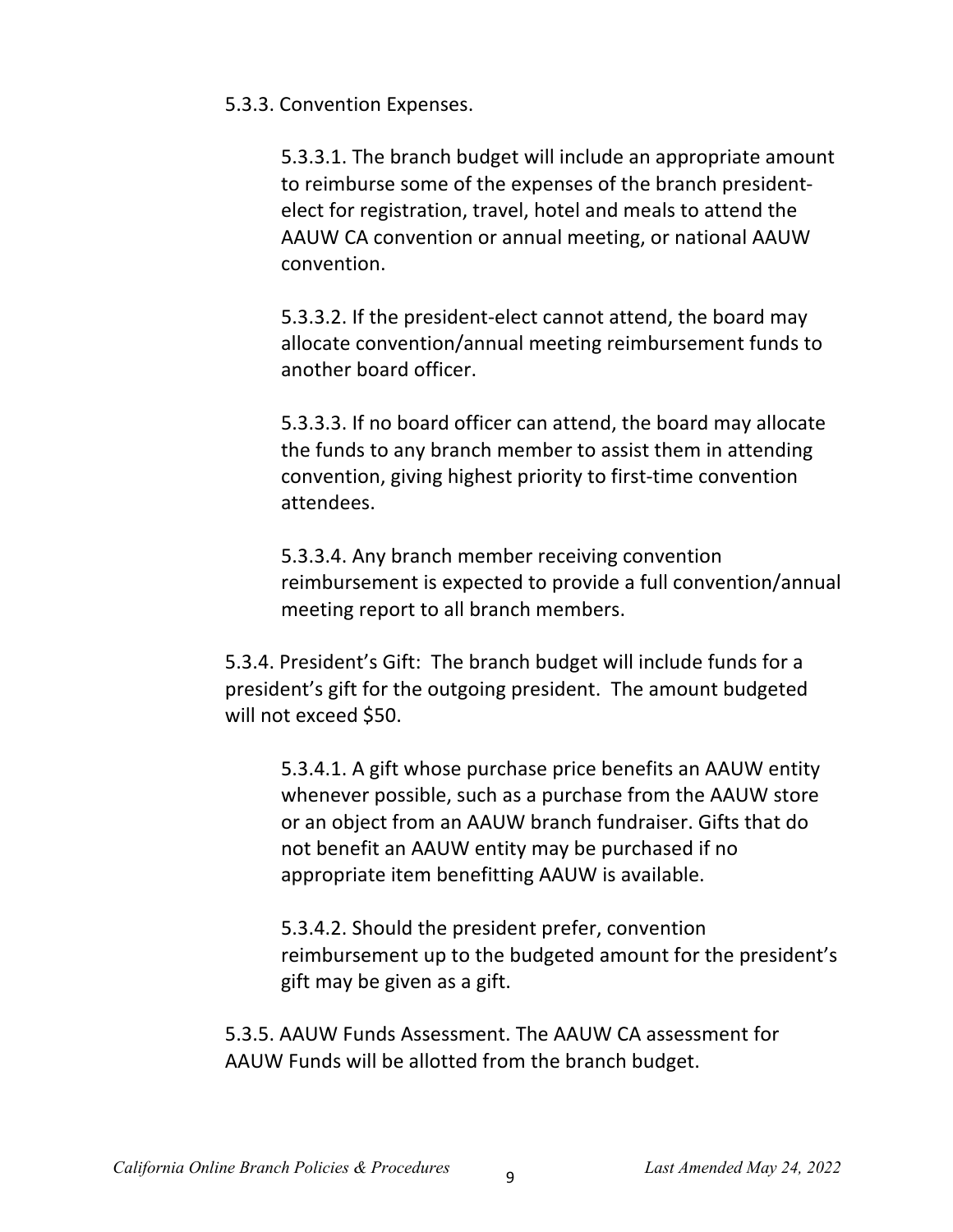5.3.3. Convention Expenses.

5.3.3.1. The branch budget will include an appropriate amount to reimburse some of the expenses of the branch president-elect for registration, travel, hotel and meals to attend the AAUW CA convention or annual meeting, or national AAUW convention.

5.3.3.2. If the president-elect cannot attend, the board may allocate convention/annual meeting reimbursement funds to another board officer.

5.3.3.3. If no board officer can attend, the board may allocate the funds to any branch member to assist them in attending convention, giving highest priority to first-time convention attendees.

5.3.3.4. Any branch member receiving convention reimbursement is expected to provide a full convention/annual meeting report to all branch members.

5.3.4. President's Gift: The branch budget will include funds for a president's gift for the outgoing president. The amount budgeted will not exceed $50.

5.3.4.1. A gift whose purchase price benefits an AAUW entity whenever possible, such as a purchase from the AAUW store or an object from an AAUW branch fundraiser. Gifts that do not benefit an AAUW entity may be purchased if no appropriate item benefitting AAUW is available.

5.3.4.2. Should the president prefer, convention reimbursement up to the budgeted amount for the president's gift may be given as a gift.

5.3.5. AAUW Funds Assessment. The AAUW CA assessment for AAUW Funds will be allotted from the branch budget.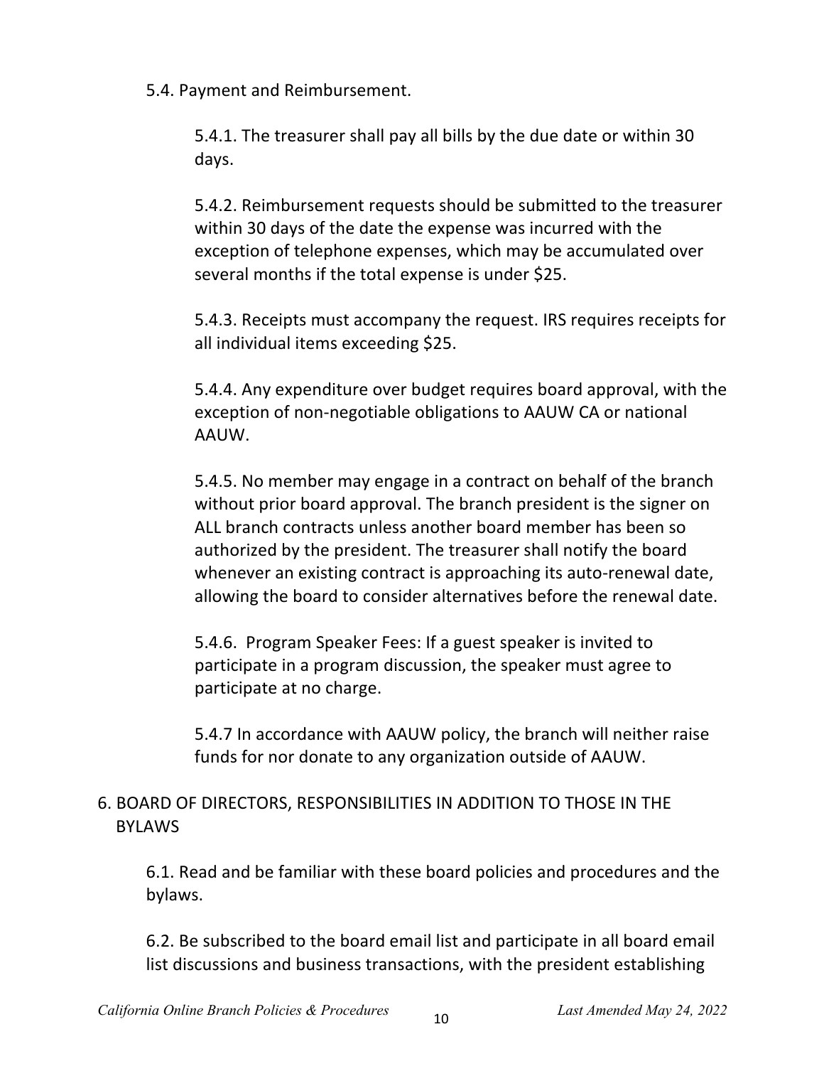5.4. Payment and Reimbursement.

5.4.1. The treasurer shall pay all bills by the due date or within 30 days.

5.4.2. Reimbursement requests should be submitted to the treasurer within 30 days of the date the expense was incurred with the exception of telephone expenses, which may be accumulated over several months if the total expense is under $25.

5.4.3. Receipts must accompany the request. IRS requires receipts for all individual items exceeding $25.

5.4.4. Any expenditure over budget requires board approval, with the exception of non-negotiable obligations to AAUW CA or national AAUW.

5.4.5. No member may engage in a contract on behalf of the branch without prior board approval. The branch president is the signer on ALL branch contracts unless another board member has been so authorized by the president. The treasurer shall notify the board whenever an existing contract is approaching its auto-renewal date, allowing the board to consider alternatives before the renewal date.

5.4.6. Program Speaker Fees: If a guest speaker is invited to participate in a program discussion, the speaker must agree to participate at no charge.

5.4.7 In accordance with AAUW policy, the branch will neither raise funds for nor donate to any organization outside of AAUW.

## 6. BOARD OF DIRECTORS, RESPONSIBILITIES IN ADDITION TO THOSE IN THE BYLAWS

6.1. Read and be familiar with these board policies and procedures and the bylaws.

6.2. Be subscribed to the board email list and participate in all board email list discussions and business transactions, with the president establishing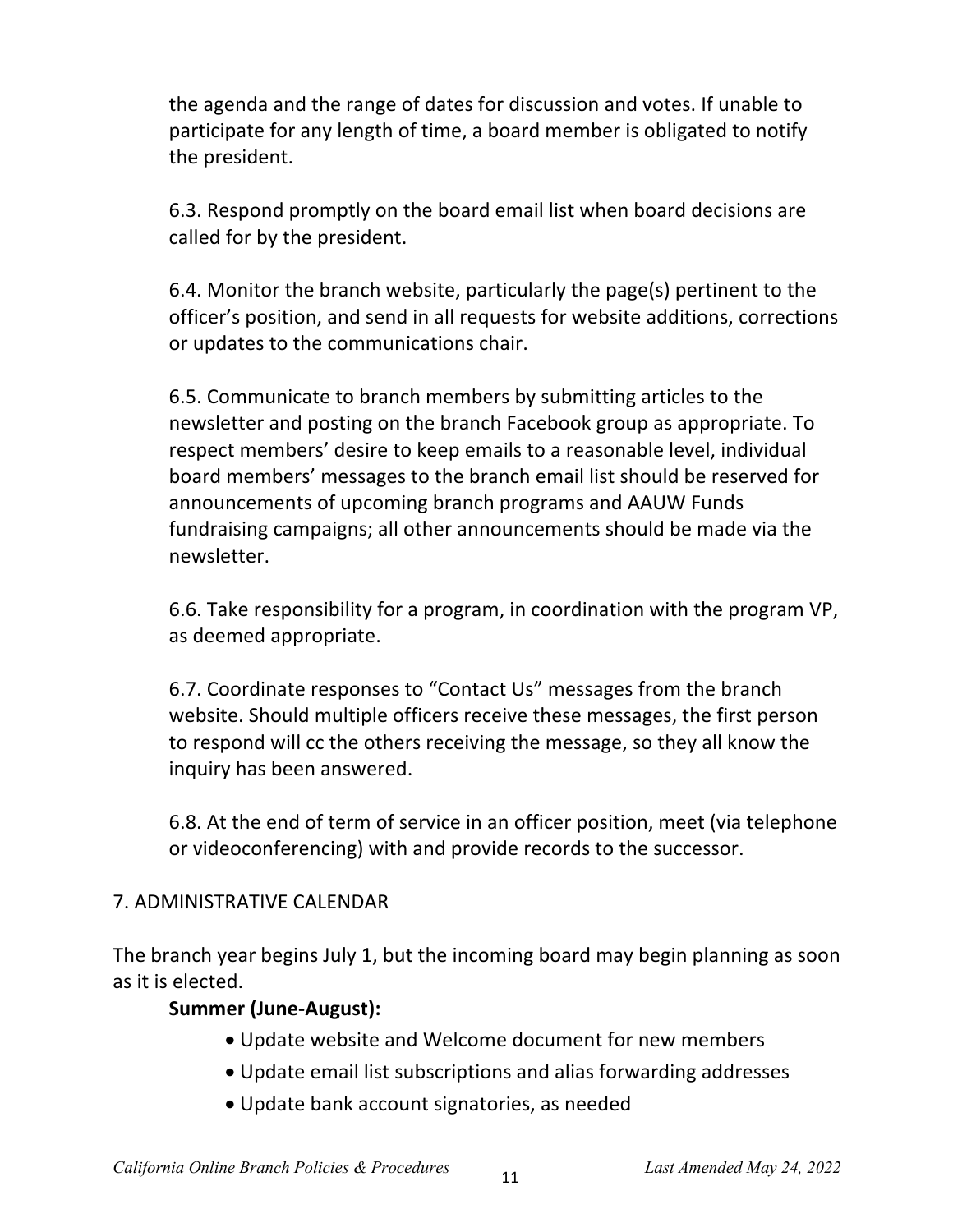the agenda and the range of dates for discussion and votes. If unable to participate for any length of time, a board member is obligated to notify the president.

6.3. Respond promptly on the board email list when board decisions are called for by the president.

6.4. Monitor the branch website, particularly the page(s) pertinent to the officer's position, and send in all requests for website additions, corrections or updates to the communications chair.

6.5. Communicate to branch members by submitting articles to the newsletter and posting on the branch Facebook group as appropriate. To respect members' desire to keep emails to a reasonable level, individual board members' messages to the branch email list should be reserved for announcements of upcoming branch programs and AAUW Funds fundraising campaigns; all other announcements should be made via the newsletter.

6.6. Take responsibility for a program, in coordination with the program VP, as deemed appropriate.

6.7. Coordinate responses to "Contact Us" messages from the branch website. Should multiple officers receive these messages, the first person to respond will cc the others receiving the message, so they all know the inquiry has been answered.

6.8. At the end of term of service in an officer position, meet (via telephone or videoconferencing) with and provide records to the successor.

## 7. ADMINISTRATIVE CALENDAR

The branch year begins July 1, but the incoming board may begin planning as soon as it is elected.

**Summer (June-August):**

- Update website and Welcome document for new members
- Update email list subscriptions and alias forwarding addresses
- Update bank account signatories, as needed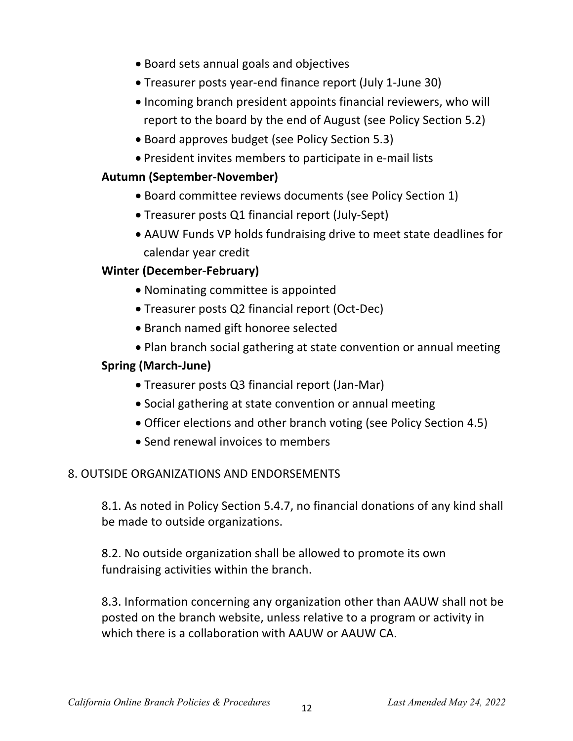- Board sets annual goals and objectives
- Treasurer posts year-end finance report (July 1-June 30)
- Incoming branch president appoints financial reviewers, who will report to the board by the end of August (see Policy Section 5.2)
- Board approves budget (see Policy Section 5.3)
- President invites members to participate in e-mail lists

**Autumn (September-November)**

- Board committee reviews documents (see Policy Section 1)
- Treasurer posts Q1 financial report (July-Sept)
- AAUW Funds VP holds fundraising drive to meet state deadlines for calendar year credit

**Winter (December-February)**

- Nominating committee is appointed
- Treasurer posts Q2 financial report (Oct-Dec)
- Branch named gift honoree selected
- Plan branch social gathering at state convention or annual meeting

**Spring (March-June)**

- Treasurer posts Q3 financial report (Jan-Mar)
- Social gathering at state convention or annual meeting
- Officer elections and other branch voting (see Policy Section 4.5)
- Send renewal invoices to members

## 8. OUTSIDE ORGANIZATIONS AND ENDORSEMENTS

8.1. As noted in Policy Section 5.4.7, no financial donations of any kind shall be made to outside organizations.

8.2. No outside organization shall be allowed to promote its own fundraising activities within the branch.

8.3. Information concerning any organization other than AAUW shall not be posted on the branch website, unless relative to a program or activity in which there is a collaboration with AAUW or AAUW CA.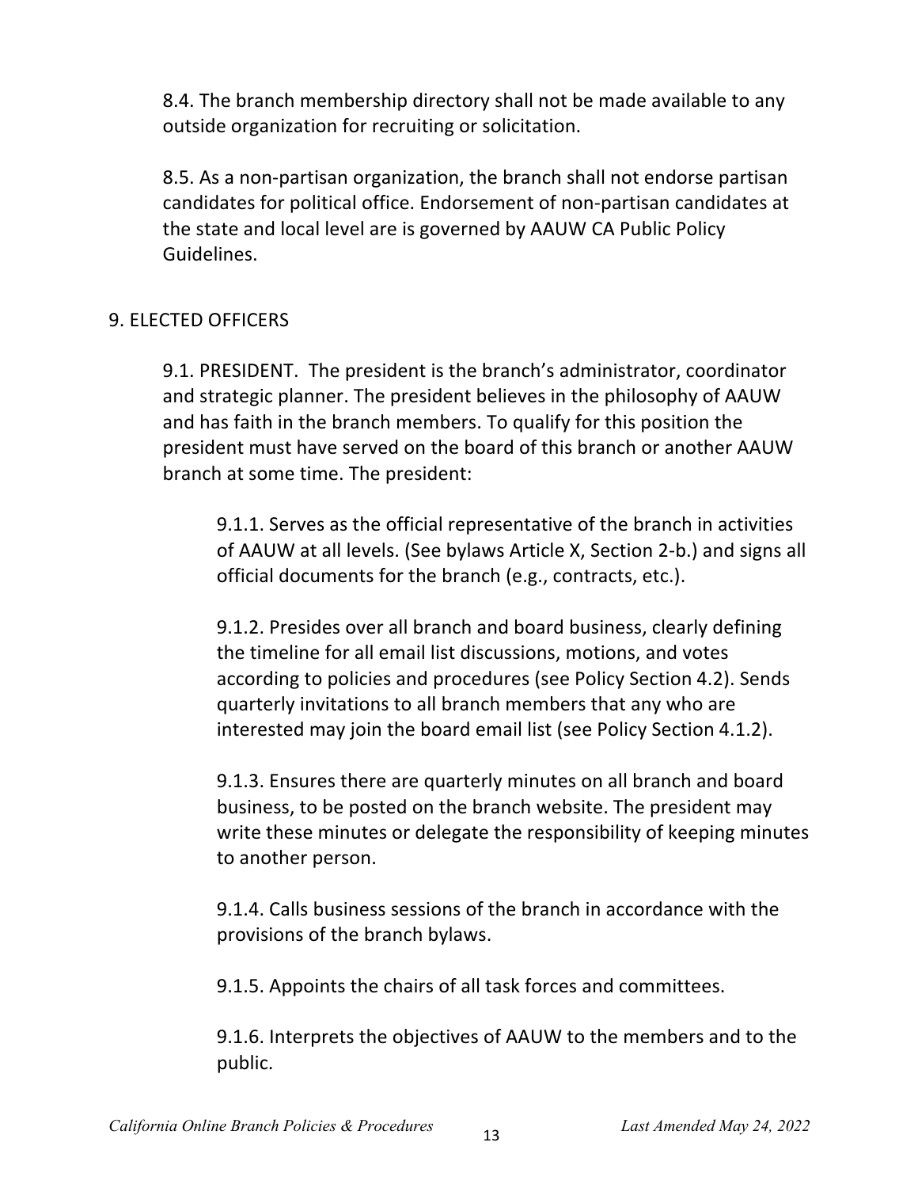8.4. The branch membership directory shall not be made available to any outside organization for recruiting or solicitation.

8.5. As a non-partisan organization, the branch shall not endorse partisan candidates for political office. Endorsement of non-partisan candidates at the state and local level are is governed by AAUW CA Public Policy Guidelines.

## 9. ELECTED OFFICERS

9.1. PRESIDENT. The president is the branch's administrator, coordinator and strategic planner. The president believes in the philosophy of AAUW and has faith in the branch members. To qualify for this position the president must have served on the board of this branch or another AAUW branch at some time. The president:

9.1.1. Serves as the official representative of the branch in activities of AAUW at all levels. (See bylaws Article X, Section 2-b.) and signs all official documents for the branch (e.g., contracts, etc.).

9.1.2. Presides over all branch and board business, clearly defining the timeline for all email list discussions, motions, and votes according to policies and procedures (see Policy Section 4.2). Sends quarterly invitations to all branch members that any who are interested may join the board email list (see Policy Section 4.1.2).

9.1.3. Ensures there are quarterly minutes on all branch and board business, to be posted on the branch website. The president may write these minutes or delegate the responsibility of keeping minutes to another person.

9.1.4. Calls business sessions of the branch in accordance with the provisions of the branch bylaws.

9.1.5. Appoints the chairs of all task forces and committees.

9.1.6. Interprets the objectives of AAUW to the members and to the public.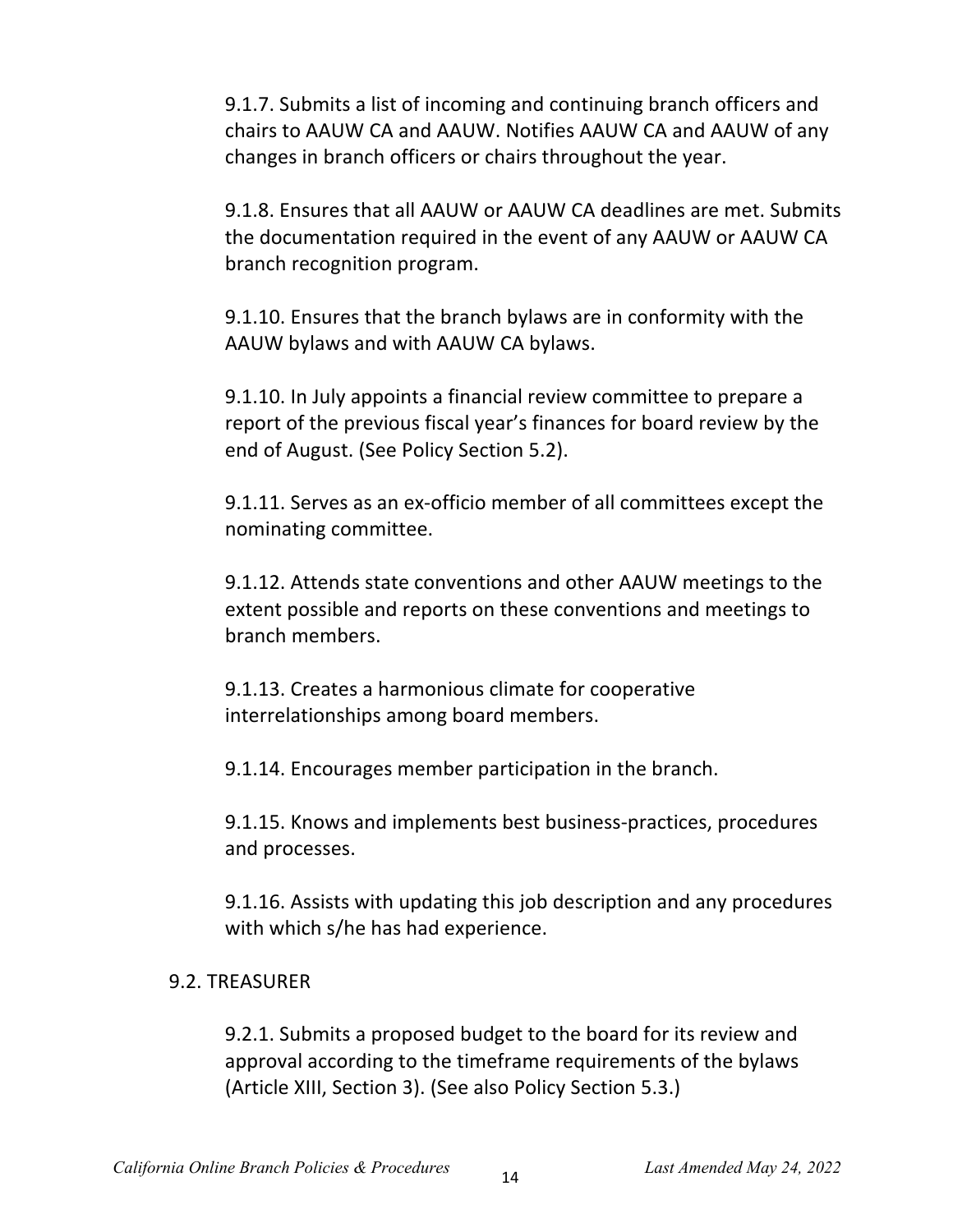9.1.7. Submits a list of incoming and continuing branch officers and chairs to AAUW CA and AAUW. Notifies AAUW CA and AAUW of any changes in branch officers or chairs throughout the year.

9.1.8. Ensures that all AAUW or AAUW CA deadlines are met. Submits the documentation required in the event of any AAUW or AAUW CA branch recognition program.

9.1.10. Ensures that the branch bylaws are in conformity with the AAUW bylaws and with AAUW CA bylaws.

9.1.10. In July appoints a financial review committee to prepare a report of the previous fiscal year's finances for board review by the end of August. (See Policy Section 5.2).

9.1.11. Serves as an ex-officio member of all committees except the nominating committee.

9.1.12. Attends state conventions and other AAUW meetings to the extent possible and reports on these conventions and meetings to branch members.

9.1.13. Creates a harmonious climate for cooperative interrelationships among board members.

9.1.14. Encourages member participation in the branch.

9.1.15. Knows and implements best business-practices, procedures and processes.

9.1.16. Assists with updating this job description and any procedures with which s/he has had experience.

9.2. TREASURER

9.2.1. Submits a proposed budget to the board for its review and approval according to the timeframe requirements of the bylaws (Article XIII, Section 3). (See also Policy Section 5.3.)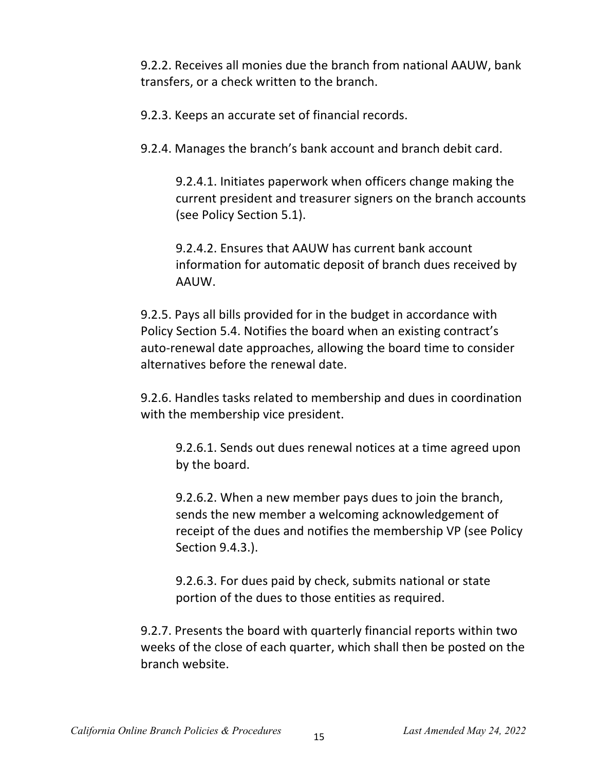9.2.2. Receives all monies due the branch from national AAUW, bank transfers, or a check written to the branch.

9.2.3. Keeps an accurate set of financial records.

9.2.4. Manages the branch's bank account and branch debit card.

> 9.2.4.1. Initiates paperwork when officers change making the current president and treasurer signers on the branch accounts (see Policy Section 5.1).
>
> 9.2.4.2. Ensures that AAUW has current bank account information for automatic deposit of branch dues received by AAUW.

9.2.5. Pays all bills provided for in the budget in accordance with Policy Section 5.4. Notifies the board when an existing contract's auto-renewal date approaches, allowing the board time to consider alternatives before the renewal date.

9.2.6. Handles tasks related to membership and dues in coordination with the membership vice president.

> 9.2.6.1. Sends out dues renewal notices at a time agreed upon by the board.
>
> 9.2.6.2. When a new member pays dues to join the branch, sends the new member a welcoming acknowledgement of receipt of the dues and notifies the membership VP (see Policy Section 9.4.3.).
>
> 9.2.6.3. For dues paid by check, submits national or state portion of the dues to those entities as required.

9.2.7. Presents the board with quarterly financial reports within two weeks of the close of each quarter, which shall then be posted on the branch website.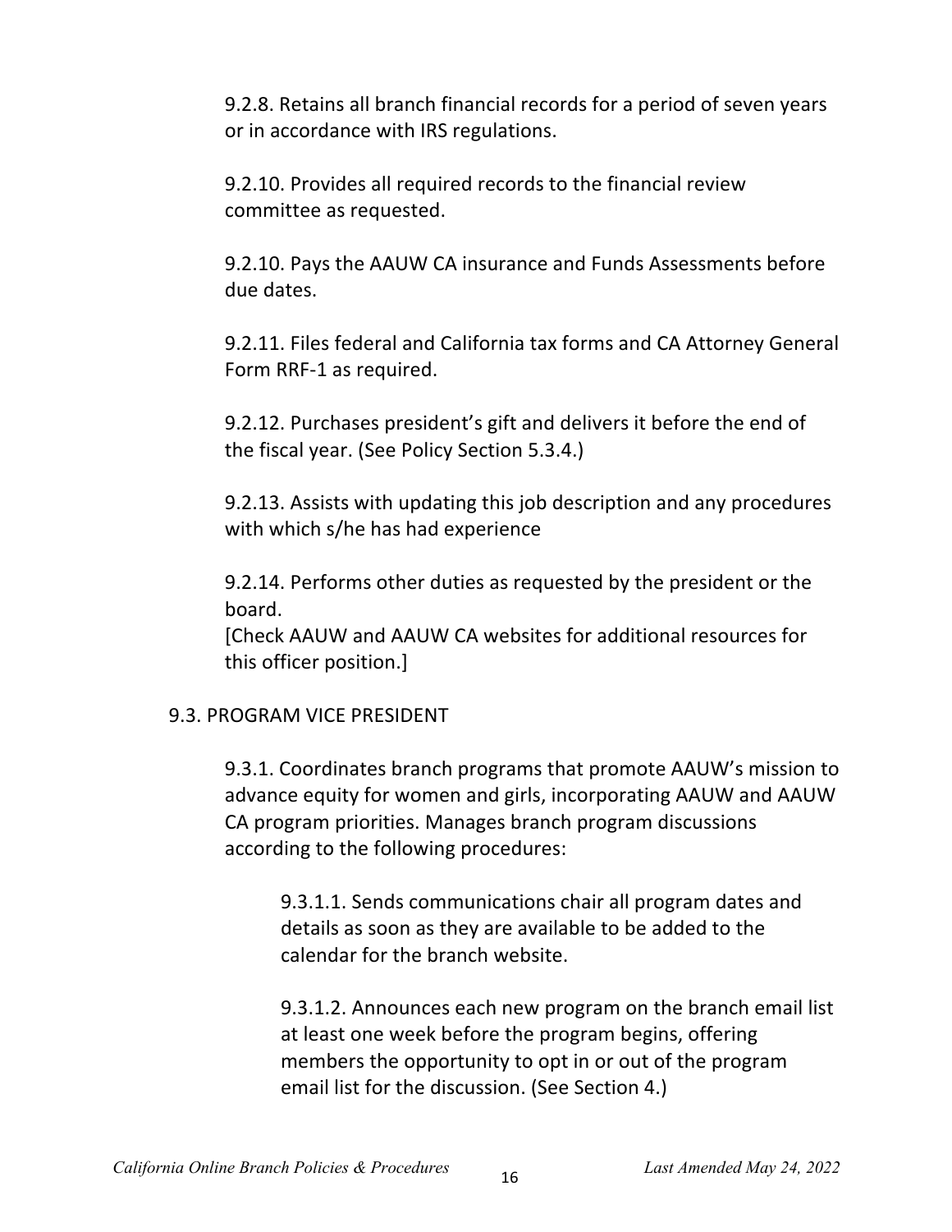9.2.8. Retains all branch financial records for a period of seven years or in accordance with IRS regulations.

9.2.10. Provides all required records to the financial review committee as requested.

9.2.10. Pays the AAUW CA insurance and Funds Assessments before due dates.

9.2.11. Files federal and California tax forms and CA Attorney General Form RRF-1 as required.

9.2.12. Purchases president's gift and delivers it before the end of the fiscal year. (See Policy Section 5.3.4.)

9.2.13. Assists with updating this job description and any procedures with which s/he has had experience

9.2.14. Performs other duties as requested by the president or the board.
[Check AAUW and AAUW CA websites for additional resources for this officer position.]

9.3. PROGRAM VICE PRESIDENT

9.3.1. Coordinates branch programs that promote AAUW's mission to advance equity for women and girls, incorporating AAUW and AAUW CA program priorities. Manages branch program discussions according to the following procedures:

9.3.1.1. Sends communications chair all program dates and details as soon as they are available to be added to the calendar for the branch website.

9.3.1.2. Announces each new program on the branch email list at least one week before the program begins, offering members the opportunity to opt in or out of the program email list for the discussion. (See Section 4.)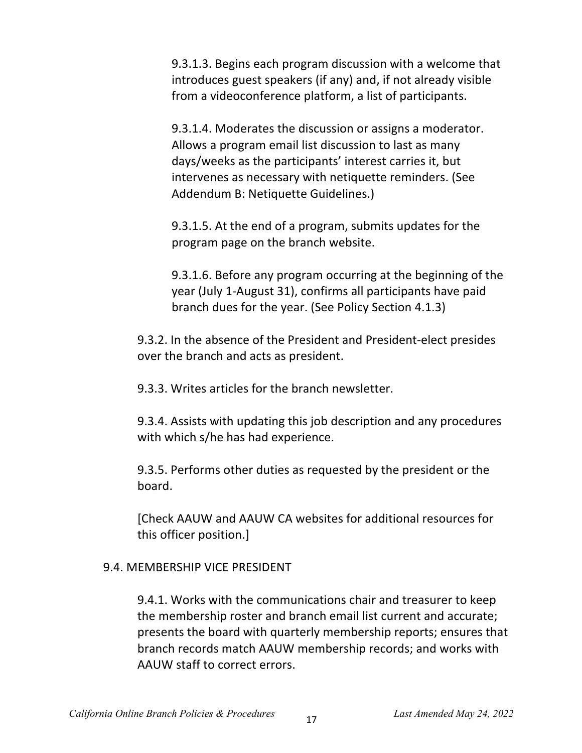9.3.1.3. Begins each program discussion with a welcome that introduces guest speakers (if any) and, if not already visible from a videoconference platform, a list of participants.

9.3.1.4. Moderates the discussion or assigns a moderator. Allows a program email list discussion to last as many days/weeks as the participants' interest carries it, but intervenes as necessary with netiquette reminders. (See Addendum B: Netiquette Guidelines.)

9.3.1.5. At the end of a program, submits updates for the program page on the branch website.

9.3.1.6. Before any program occurring at the beginning of the year (July 1-August 31), confirms all participants have paid branch dues for the year. (See Policy Section 4.1.3)

9.3.2. In the absence of the President and President-elect presides over the branch and acts as president.

9.3.3. Writes articles for the branch newsletter.

9.3.4. Assists with updating this job description and any procedures with which s/he has had experience.

9.3.5. Performs other duties as requested by the president or the board.

[Check AAUW and AAUW CA websites for additional resources for this officer position.]

### 9.4. MEMBERSHIP VICE PRESIDENT

9.4.1. Works with the communications chair and treasurer to keep the membership roster and branch email list current and accurate; presents the board with quarterly membership reports; ensures that branch records match AAUW membership records; and works with AAUW staff to correct errors.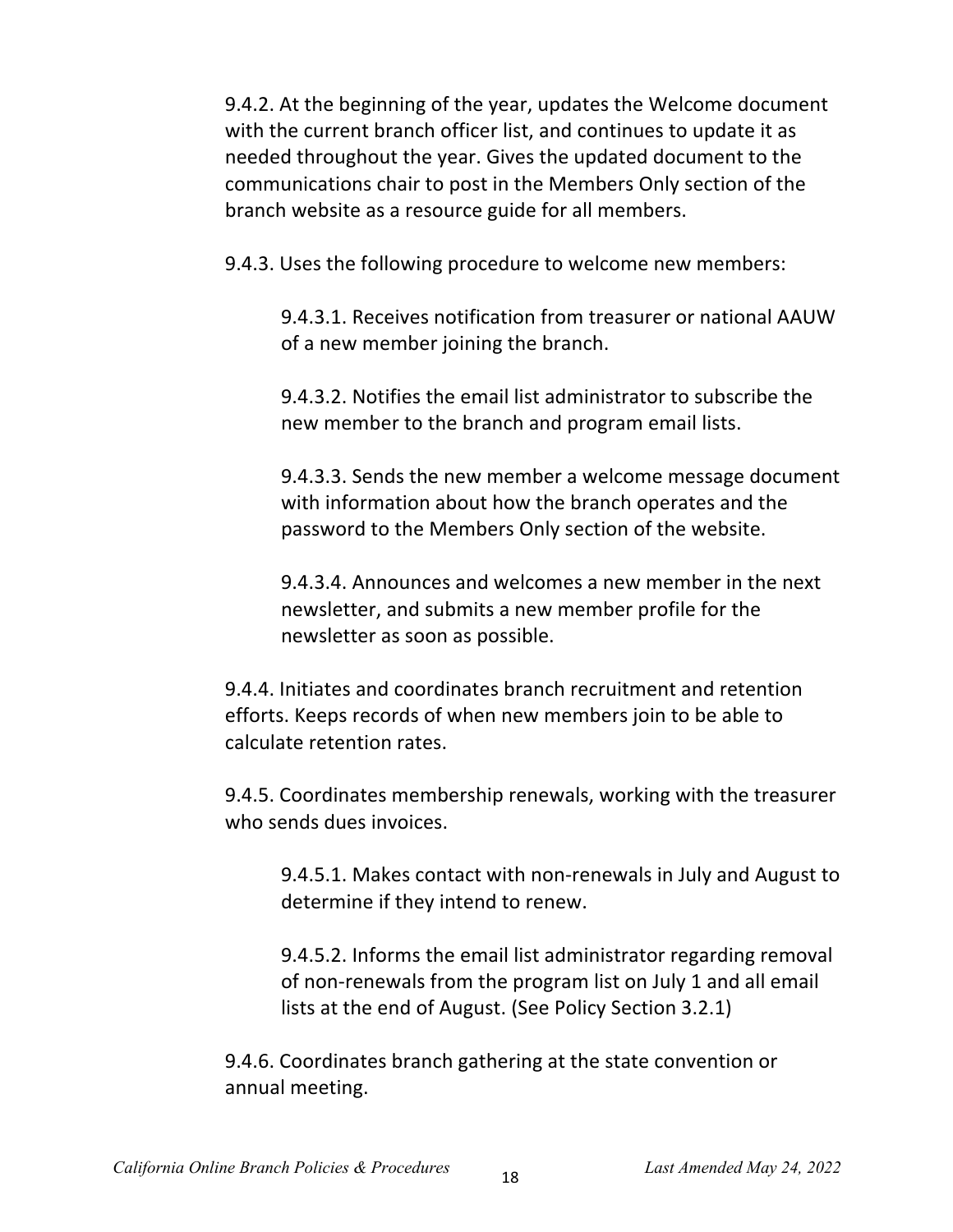9.4.2. At the beginning of the year, updates the Welcome document with the current branch officer list, and continues to update it as needed throughout the year. Gives the updated document to the communications chair to post in the Members Only section of the branch website as a resource guide for all members.

9.4.3. Uses the following procedure to welcome new members:

> 9.4.3.1. Receives notification from treasurer or national AAUW of a new member joining the branch.
>
> 9.4.3.2. Notifies the email list administrator to subscribe the new member to the branch and program email lists.
>
> 9.4.3.3. Sends the new member a welcome message document with information about how the branch operates and the password to the Members Only section of the website.
>
> 9.4.3.4. Announces and welcomes a new member in the next newsletter, and submits a new member profile for the newsletter as soon as possible.

9.4.4. Initiates and coordinates branch recruitment and retention efforts. Keeps records of when new members join to be able to calculate retention rates.

9.4.5. Coordinates membership renewals, working with the treasurer who sends dues invoices.

> 9.4.5.1. Makes contact with non-renewals in July and August to determine if they intend to renew.
>
> 9.4.5.2. Informs the email list administrator regarding removal of non-renewals from the program list on July 1 and all email lists at the end of August. (See Policy Section 3.2.1)

9.4.6. Coordinates branch gathering at the state convention or annual meeting.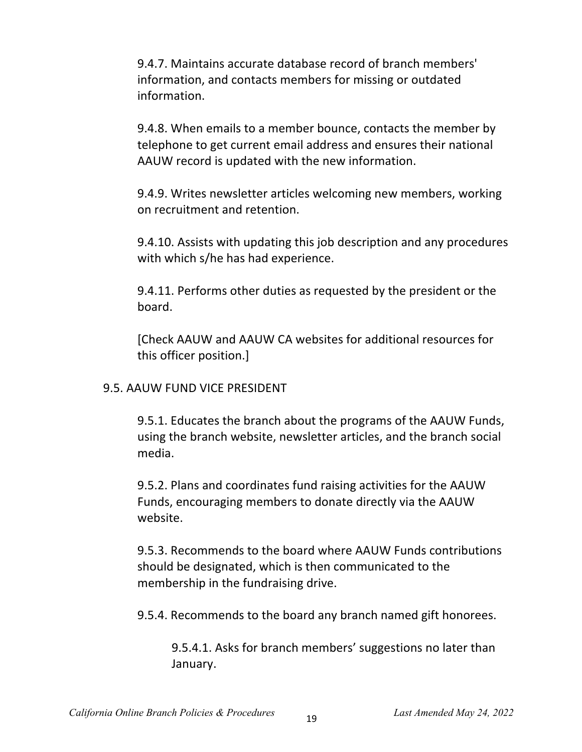9.4.7. Maintains accurate database record of branch members' information, and contacts members for missing or outdated information.

9.4.8. When emails to a member bounce, contacts the member by telephone to get current email address and ensures their national AAUW record is updated with the new information.

9.4.9. Writes newsletter articles welcoming new members, working on recruitment and retention.

9.4.10. Assists with updating this job description and any procedures with which s/he has had experience.

9.4.11. Performs other duties as requested by the president or the board.

[Check AAUW and AAUW CA websites for additional resources for this officer position.]

## 9.5. AAUW FUND VICE PRESIDENT

9.5.1. Educates the branch about the programs of the AAUW Funds, using the branch website, newsletter articles, and the branch social media.

9.5.2. Plans and coordinates fund raising activities for the AAUW Funds, encouraging members to donate directly via the AAUW website.

9.5.3. Recommends to the board where AAUW Funds contributions should be designated, which is then communicated to the membership in the fundraising drive.

9.5.4. Recommends to the board any branch named gift honorees.

9.5.4.1. Asks for branch members' suggestions no later than January.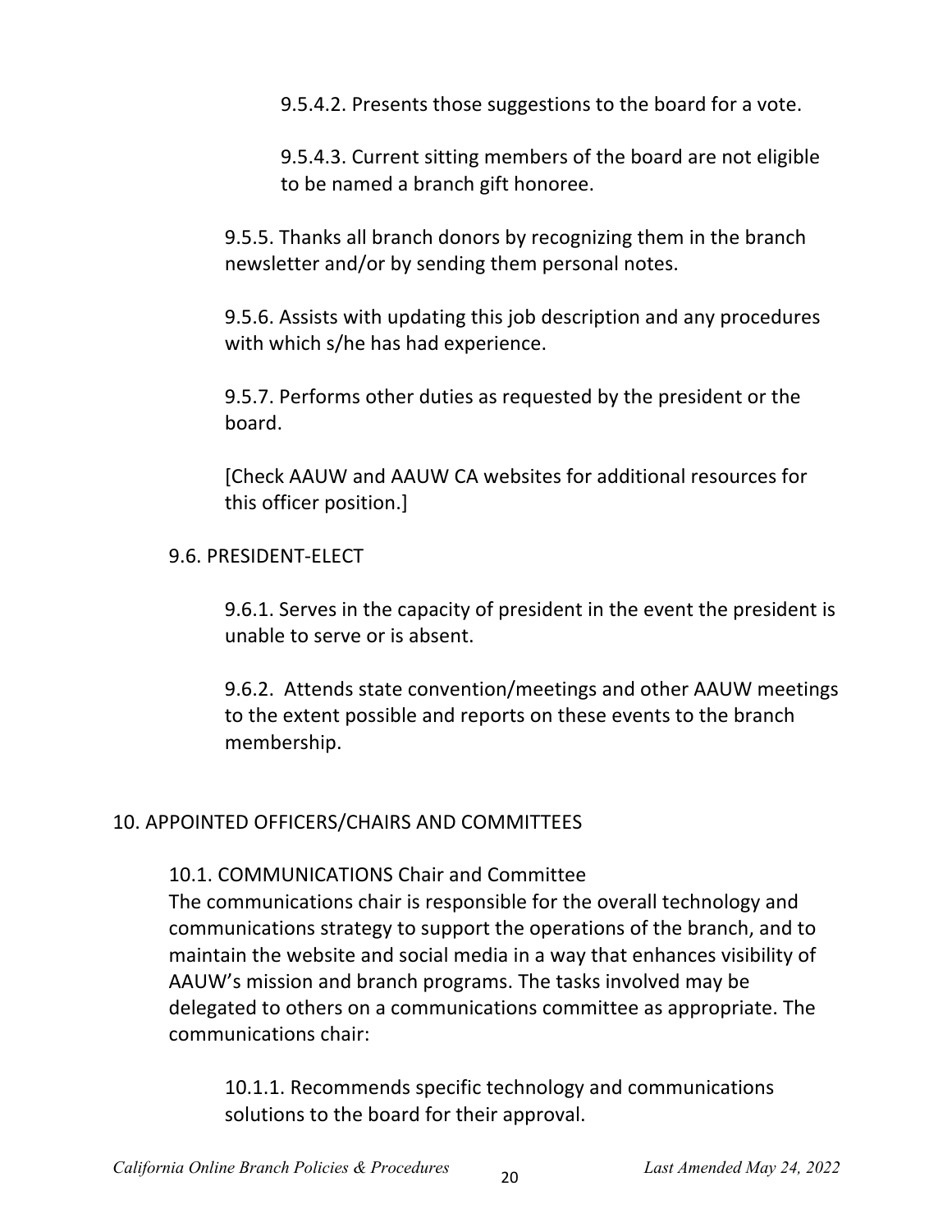9.5.4.2. Presents those suggestions to the board for a vote.

9.5.4.3. Current sitting members of the board are not eligible to be named a branch gift honoree.

9.5.5. Thanks all branch donors by recognizing them in the branch newsletter and/or by sending them personal notes.

9.5.6. Assists with updating this job description and any procedures with which s/he has had experience.

9.5.7. Performs other duties as requested by the president or the board.

[Check AAUW and AAUW CA websites for additional resources for this officer position.]

9.6. PRESIDENT-ELECT

9.6.1. Serves in the capacity of president in the event the president is unable to serve or is absent.

9.6.2. Attends state convention/meetings and other AAUW meetings to the extent possible and reports on these events to the branch membership.

## 10. APPOINTED OFFICERS/CHAIRS AND COMMITTEES

10.1. COMMUNICATIONS Chair and Committee

The communications chair is responsible for the overall technology and communications strategy to support the operations of the branch, and to maintain the website and social media in a way that enhances visibility of AAUW's mission and branch programs. The tasks involved may be delegated to others on a communications committee as appropriate. The communications chair:

10.1.1. Recommends specific technology and communications solutions to the board for their approval.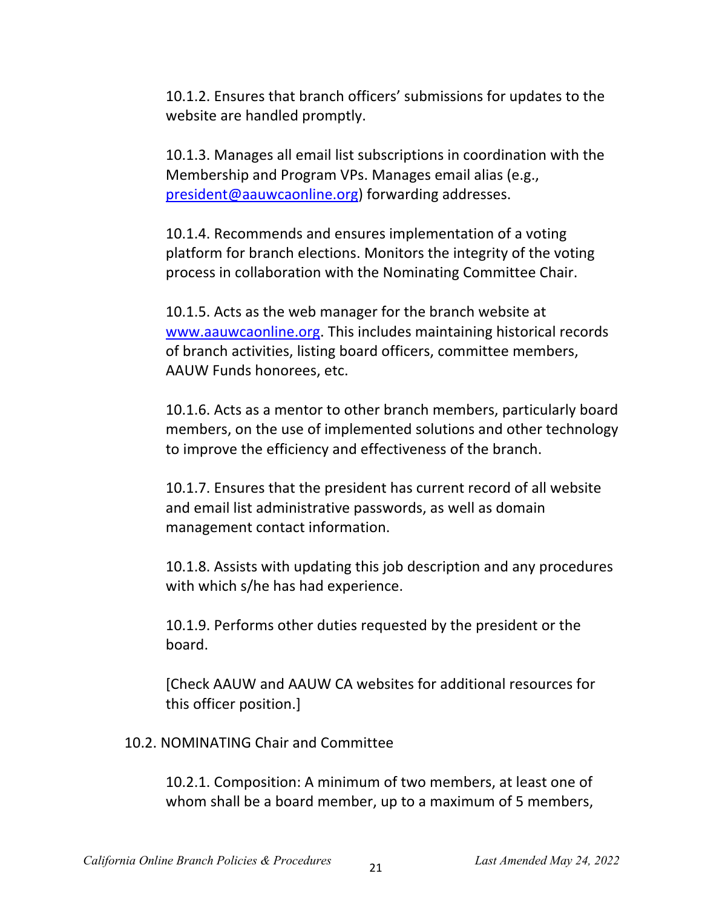10.1.2. Ensures that branch officers' submissions for updates to the website are handled promptly.

10.1.3. Manages all email list subscriptions in coordination with the Membership and Program VPs. Manages email alias (e.g., president@aauwcaonline.org) forwarding addresses.

10.1.4. Recommends and ensures implementation of a voting platform for branch elections. Monitors the integrity of the voting process in collaboration with the Nominating Committee Chair.

10.1.5. Acts as the web manager for the branch website at www.aauwcaonline.org. This includes maintaining historical records of branch activities, listing board officers, committee members, AAUW Funds honorees, etc.

10.1.6. Acts as a mentor to other branch members, particularly board members, on the use of implemented solutions and other technology to improve the efficiency and effectiveness of the branch.

10.1.7. Ensures that the president has current record of all website and email list administrative passwords, as well as domain management contact information.

10.1.8. Assists with updating this job description and any procedures with which s/he has had experience.

10.1.9. Performs other duties requested by the president or the board.

[Check AAUW and AAUW CA websites for additional resources for this officer position.]

10.2. NOMINATING Chair and Committee

10.2.1. Composition: A minimum of two members, at least one of whom shall be a board member, up to a maximum of 5 members,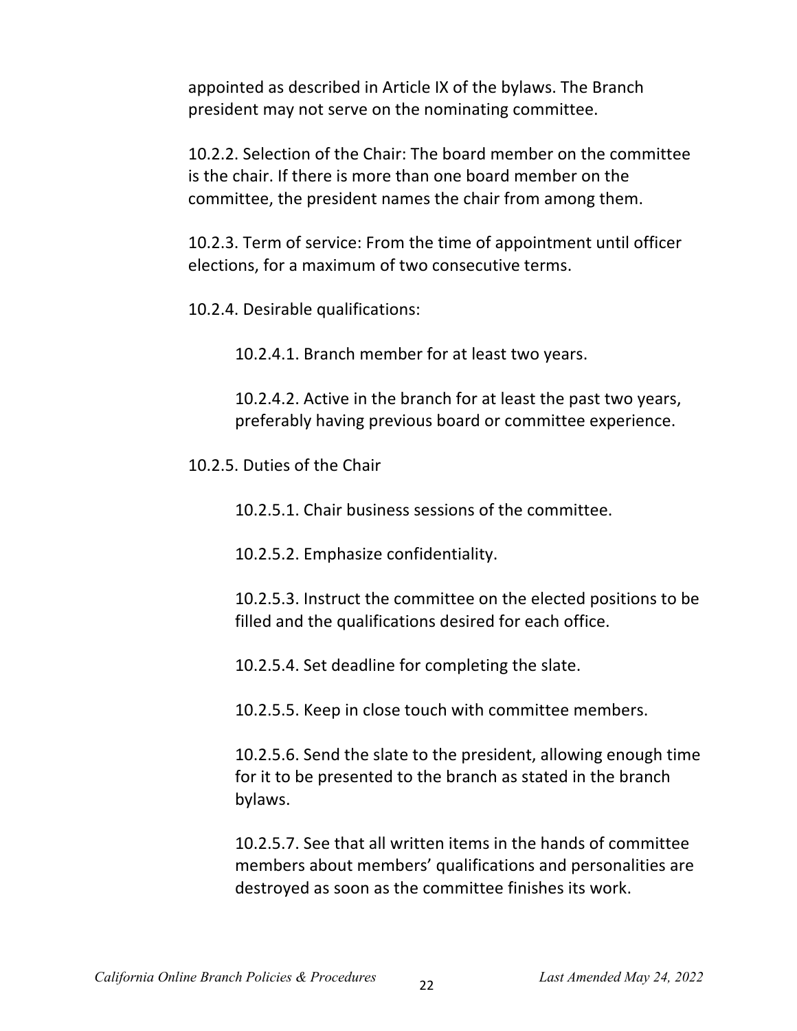appointed as described in Article IX of the bylaws. The Branch president may not serve on the nominating committee.

10.2.2. Selection of the Chair: The board member on the committee is the chair. If there is more than one board member on the committee, the president names the chair from among them.

10.2.3. Term of service: From the time of appointment until officer elections, for a maximum of two consecutive terms.

10.2.4. Desirable qualifications:

> 10.2.4.1. Branch member for at least two years.
>
> 10.2.4.2. Active in the branch for at least the past two years, preferably having previous board or committee experience.

10.2.5. Duties of the Chair

> 10.2.5.1. Chair business sessions of the committee.
>
> 10.2.5.2. Emphasize confidentiality.
>
> 10.2.5.3. Instruct the committee on the elected positions to be filled and the qualifications desired for each office.
>
> 10.2.5.4. Set deadline for completing the slate.
>
> 10.2.5.5. Keep in close touch with committee members.
>
> 10.2.5.6. Send the slate to the president, allowing enough time for it to be presented to the branch as stated in the branch bylaws.
>
> 10.2.5.7. See that all written items in the hands of committee members about members' qualifications and personalities are destroyed as soon as the committee finishes its work.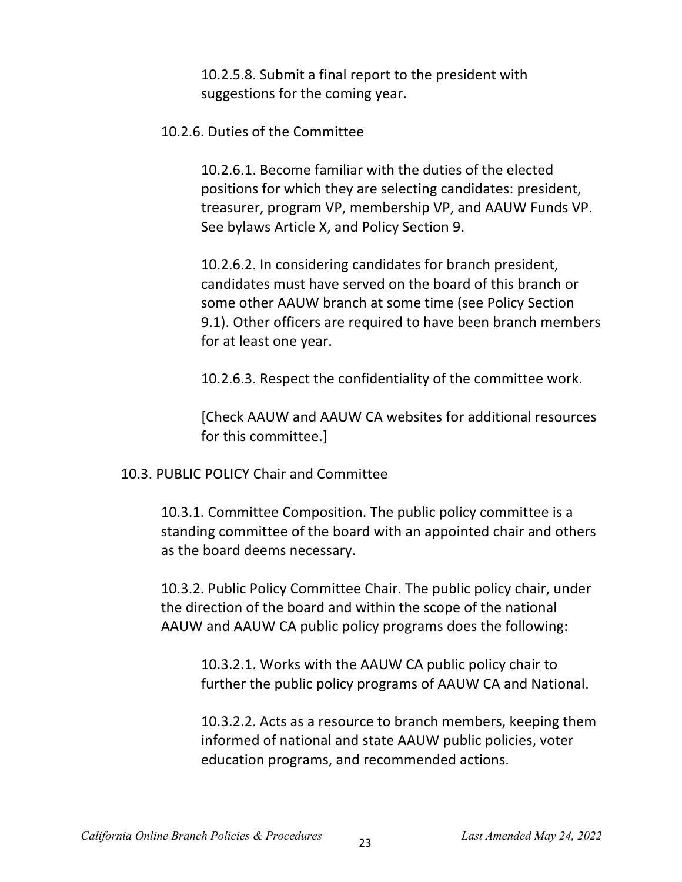10.2.5.8. Submit a final report to the president with suggestions for the coming year.

10.2.6. Duties of the Committee

10.2.6.1. Become familiar with the duties of the elected positions for which they are selecting candidates: president, treasurer, program VP, membership VP, and AAUW Funds VP. See bylaws Article X, and Policy Section 9.

10.2.6.2. In considering candidates for branch president, candidates must have served on the board of this branch or some other AAUW branch at some time (see Policy Section 9.1). Other officers are required to have been branch members for at least one year.

10.2.6.3. Respect the confidentiality of the committee work.

[Check AAUW and AAUW CA websites for additional resources for this committee.]

10.3. PUBLIC POLICY Chair and Committee

10.3.1. Committee Composition. The public policy committee is a standing committee of the board with an appointed chair and others as the board deems necessary.

10.3.2. Public Policy Committee Chair. The public policy chair, under the direction of the board and within the scope of the national AAUW and AAUW CA public policy programs does the following:

10.3.2.1. Works with the AAUW CA public policy chair to further the public policy programs of AAUW CA and National.

10.3.2.2. Acts as a resource to branch members, keeping them informed of national and state AAUW public policies, voter education programs, and recommended actions.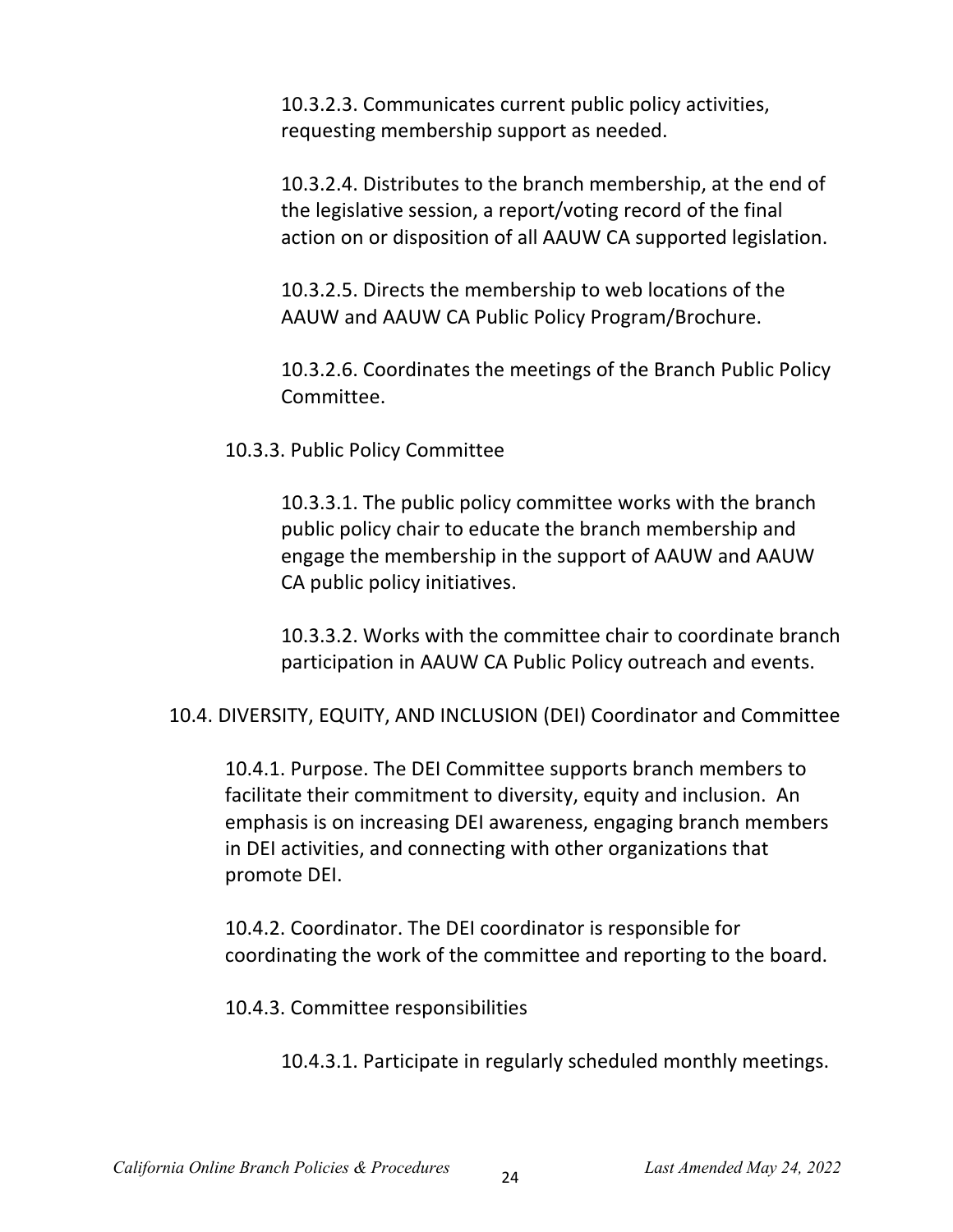10.3.2.3. Communicates current public policy activities, requesting membership support as needed.

10.3.2.4. Distributes to the branch membership, at the end of the legislative session, a report/voting record of the final action on or disposition of all AAUW CA supported legislation.

10.3.2.5. Directs the membership to web locations of the AAUW and AAUW CA Public Policy Program/Brochure.

10.3.2.6. Coordinates the meetings of the Branch Public Policy Committee.

10.3.3. Public Policy Committee

10.3.3.1. The public policy committee works with the branch public policy chair to educate the branch membership and engage the membership in the support of AAUW and AAUW CA public policy initiatives.

10.3.3.2. Works with the committee chair to coordinate branch participation in AAUW CA Public Policy outreach and events.

10.4. DIVERSITY, EQUITY, AND INCLUSION (DEI) Coordinator and Committee

10.4.1. Purpose. The DEI Committee supports branch members to facilitate their commitment to diversity, equity and inclusion. An emphasis is on increasing DEI awareness, engaging branch members in DEI activities, and connecting with other organizations that promote DEI.

10.4.2. Coordinator. The DEI coordinator is responsible for coordinating the work of the committee and reporting to the board.

10.4.3. Committee responsibilities

10.4.3.1. Participate in regularly scheduled monthly meetings.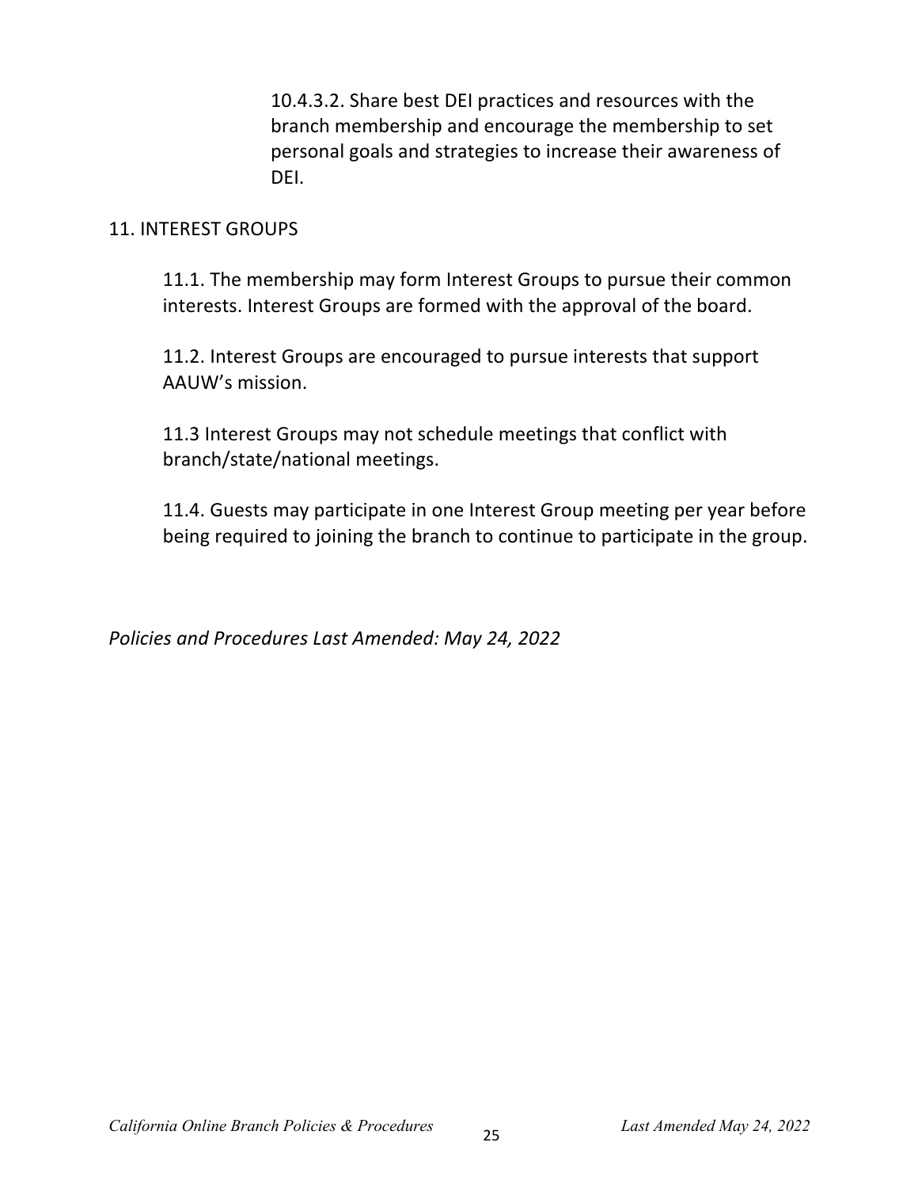10.4.3.2. Share best DEI practices and resources with the branch membership and encourage the membership to set personal goals and strategies to increase their awareness of DEI.

## 11. INTEREST GROUPS

11.1. The membership may form Interest Groups to pursue their common interests. Interest Groups are formed with the approval of the board.

11.2. Interest Groups are encouraged to pursue interests that support AAUW's mission.

11.3 Interest Groups may not schedule meetings that conflict with branch/state/national meetings.

11.4. Guests may participate in one Interest Group meeting per year before being required to joining the branch to continue to participate in the group.

*Policies and Procedures Last Amended: May 24, 2022*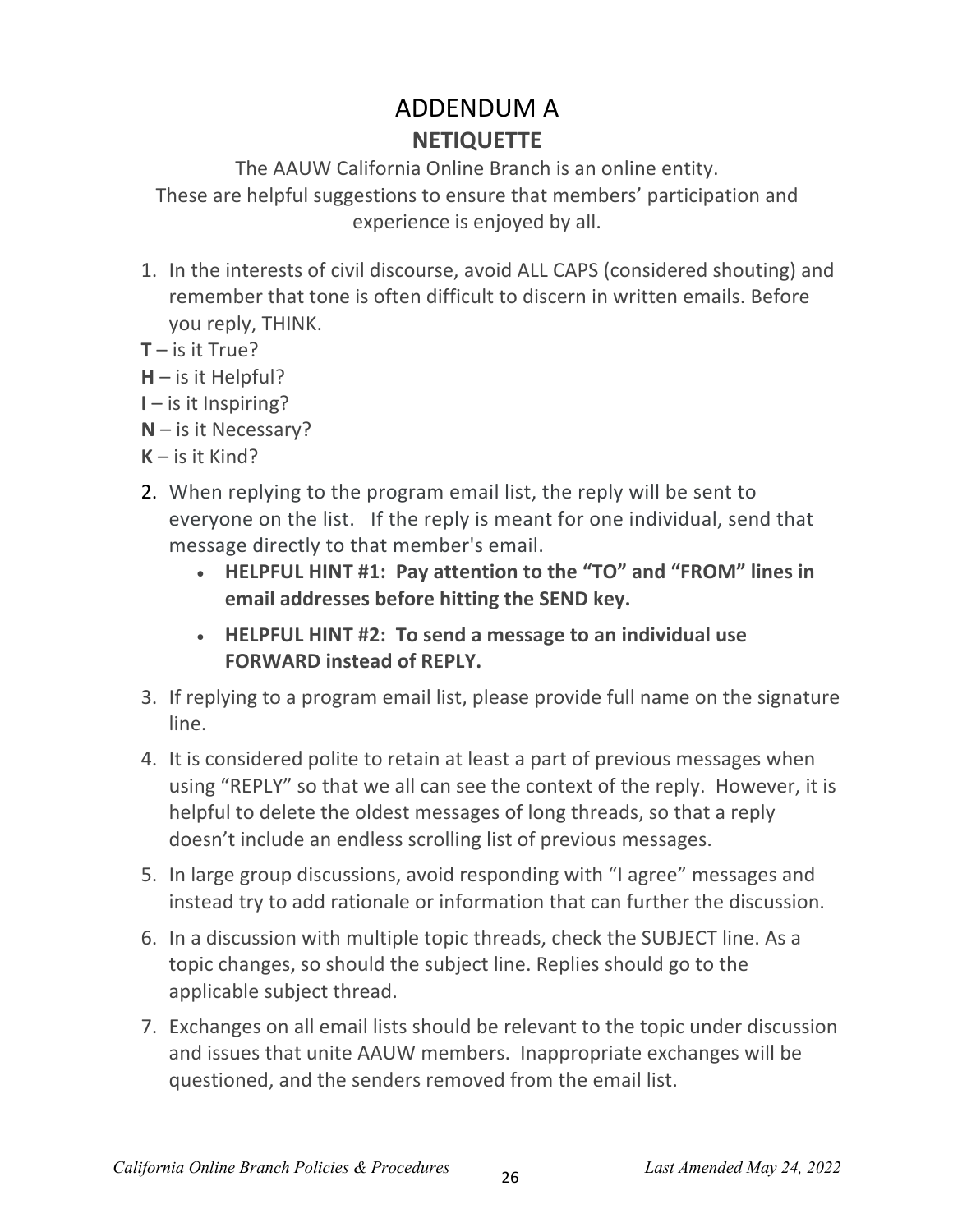# ADDENDUM A

## NETIQUETTE

The AAUW California Online Branch is an online entity.
These are helpful suggestions to ensure that members' participation and experience is enjoyed by all.

1. In the interests of civil discourse, avoid ALL CAPS (considered shouting) and remember that tone is often difficult to discern in written emails. Before you reply, THINK.

**T** – is it True?
**H** – is it Helpful?
**I** – is it Inspiring?
**N** – is it Necessary?
**K** – is it Kind?

2. When replying to the program email list, the reply will be sent to everyone on the list. If the reply is meant for one individual, send that message directly to that member's email.
    - **HELPFUL HINT #1: Pay attention to the "TO" and "FROM" lines in email addresses before hitting the SEND key.**
    - **HELPFUL HINT #2: To send a message to an individual use FORWARD instead of REPLY.**
3. If replying to a program email list, please provide full name on the signature line.
4. It is considered polite to retain at least a part of previous messages when using "REPLY" so that we all can see the context of the reply. However, it is helpful to delete the oldest messages of long threads, so that a reply doesn't include an endless scrolling list of previous messages.
5. In large group discussions, avoid responding with "I agree" messages and instead try to add rationale or information that can further the discussion.
6. In a discussion with multiple topic threads, check the SUBJECT line. As a topic changes, so should the subject line. Replies should go to the applicable subject thread.
7. Exchanges on all email lists should be relevant to the topic under discussion and issues that unite AAUW members. Inappropriate exchanges will be questioned, and the senders removed from the email list.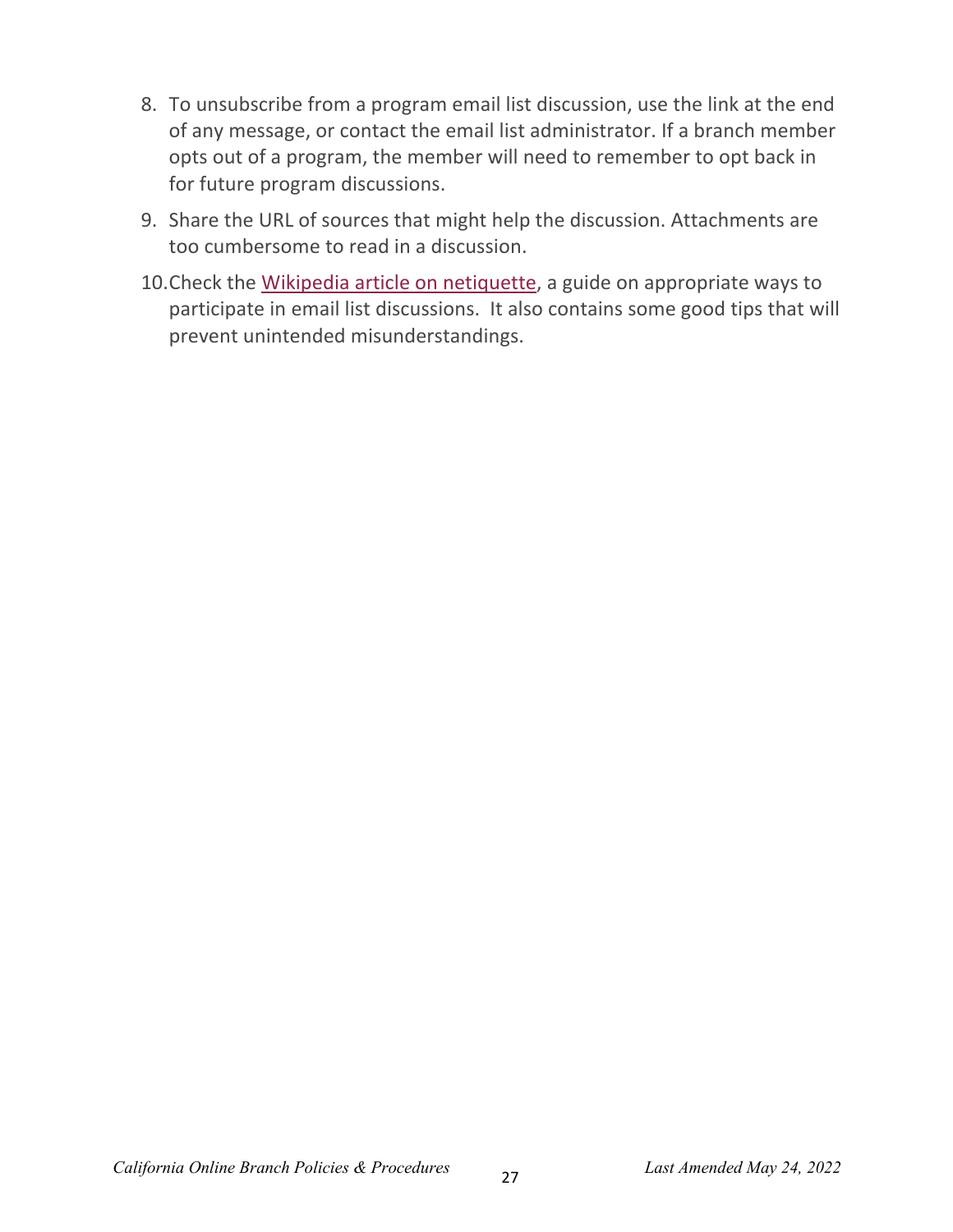8. To unsubscribe from a program email list discussion, use the link at the end of any message, or contact the email list administrator. If a branch member opts out of a program, the member will need to remember to opt back in for future program discussions.
9. Share the URL of sources that might help the discussion. Attachments are too cumbersome to read in a discussion.
10. Check the Wikipedia article on netiquette, a guide on appropriate ways to participate in email list discussions. It also contains some good tips that will prevent unintended misunderstandings.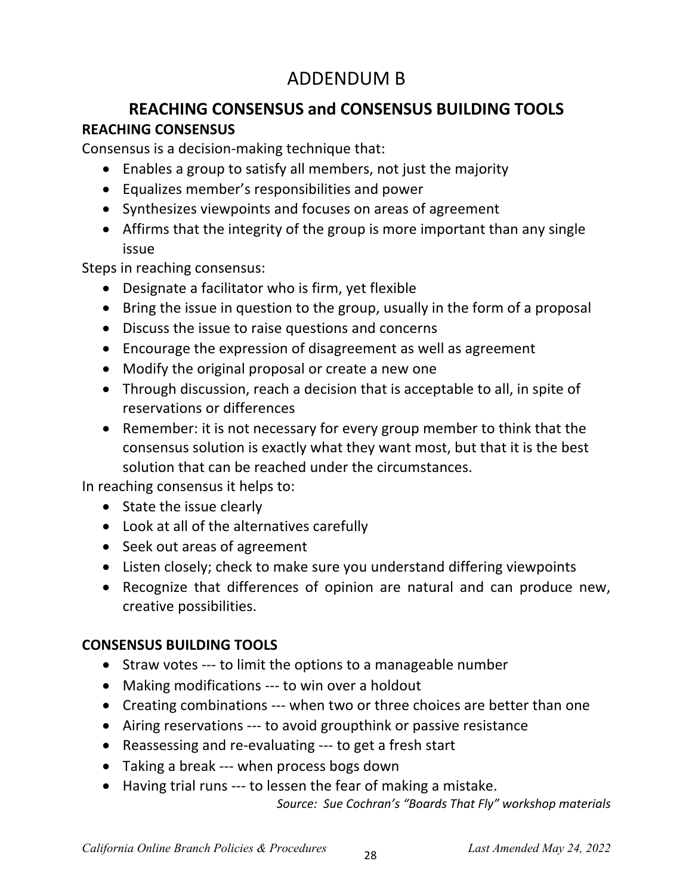# ADDENDUM B

## REACHING CONSENSUS and CONSENSUS BUILDING TOOLS

### REACHING CONSENSUS

Consensus is a decision-making technique that:

- Enables a group to satisfy all members, not just the majority
- Equalizes member's responsibilities and power
- Synthesizes viewpoints and focuses on areas of agreement
- Affirms that the integrity of the group is more important than any single issue

Steps in reaching consensus:

- Designate a facilitator who is firm, yet flexible
- Bring the issue in question to the group, usually in the form of a proposal
- Discuss the issue to raise questions and concerns
- Encourage the expression of disagreement as well as agreement
- Modify the original proposal or create a new one
- Through discussion, reach a decision that is acceptable to all, in spite of reservations or differences
- Remember: it is not necessary for every group member to think that the consensus solution is exactly what they want most, but that it is the best solution that can be reached under the circumstances.

In reaching consensus it helps to:

- State the issue clearly
- Look at all of the alternatives carefully
- Seek out areas of agreement
- Listen closely; check to make sure you understand differing viewpoints
- Recognize that differences of opinion are natural and can produce new, creative possibilities.

### CONSENSUS BUILDING TOOLS

- Straw votes --- to limit the options to a manageable number
- Making modifications --- to win over a holdout
- Creating combinations --- when two or three choices are better than one
- Airing reservations --- to avoid groupthink or passive resistance
- Reassessing and re-evaluating --- to get a fresh start
- Taking a break --- when process bogs down
- Having trial runs --- to lessen the fear of making a mistake.

*Source: Sue Cochran's "Boards That Fly" workshop materials*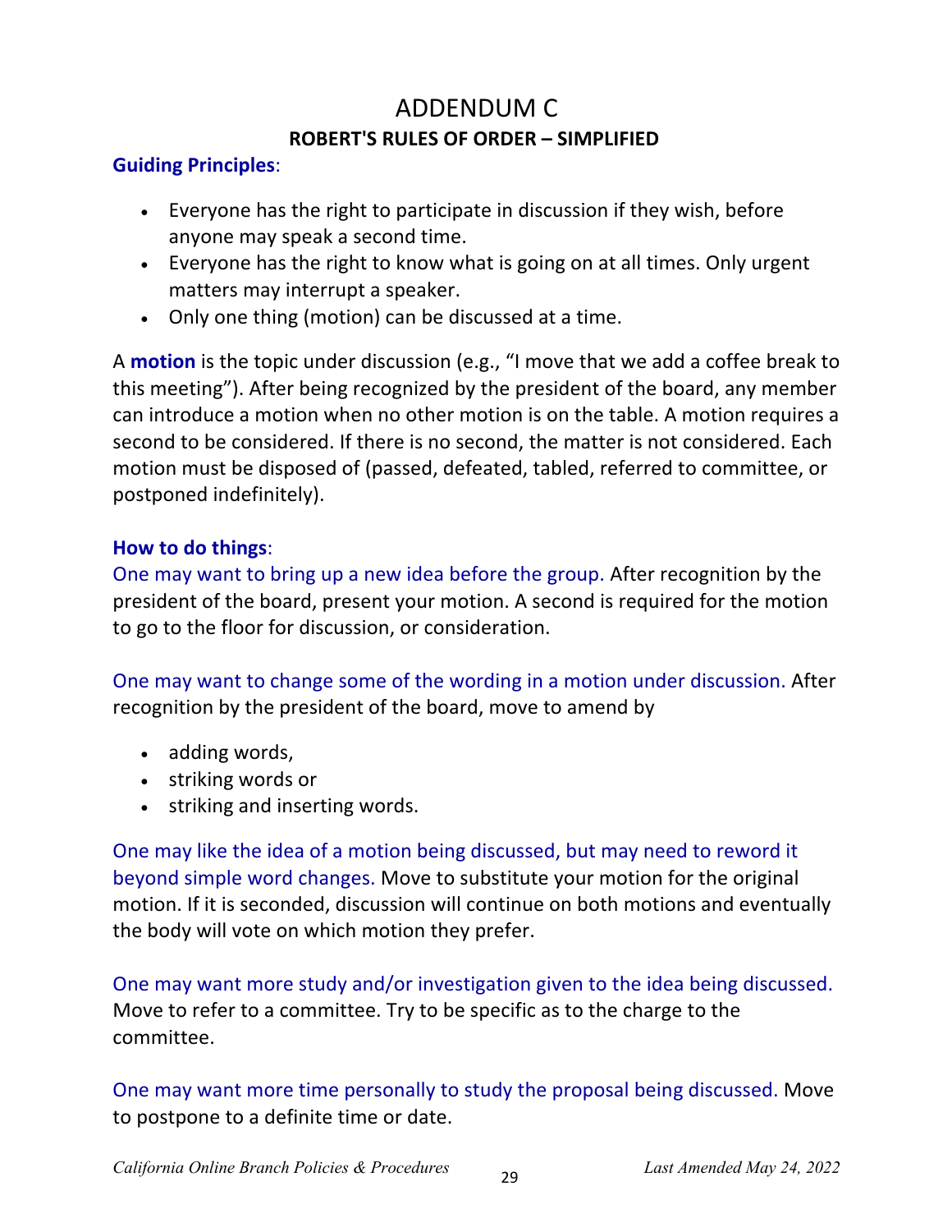# ADDENDUM C

## ROBERT'S RULES OF ORDER – SIMPLIFIED

**Guiding Principles**:

- Everyone has the right to participate in discussion if they wish, before anyone may speak a second time.
- Everyone has the right to know what is going on at all times. Only urgent matters may interrupt a speaker.
- Only one thing (motion) can be discussed at a time.

A **motion** is the topic under discussion (e.g., "I move that we add a coffee break to this meeting"). After being recognized by the president of the board, any member can introduce a motion when no other motion is on the table. A motion requires a second to be considered. If there is no second, the matter is not considered. Each motion must be disposed of (passed, defeated, tabled, referred to committee, or postponed indefinitely).

**How to do things**:

One may want to bring up a new idea before the group. After recognition by the president of the board, present your motion. A second is required for the motion to go to the floor for discussion, or consideration.

One may want to change some of the wording in a motion under discussion. After recognition by the president of the board, move to amend by

- adding words,
- striking words or
- striking and inserting words.

One may like the idea of a motion being discussed, but may need to reword it beyond simple word changes. Move to substitute your motion for the original motion. If it is seconded, discussion will continue on both motions and eventually the body will vote on which motion they prefer.

One may want more study and/or investigation given to the idea being discussed. Move to refer to a committee. Try to be specific as to the charge to the committee.

One may want more time personally to study the proposal being discussed. Move to postpone to a definite time or date.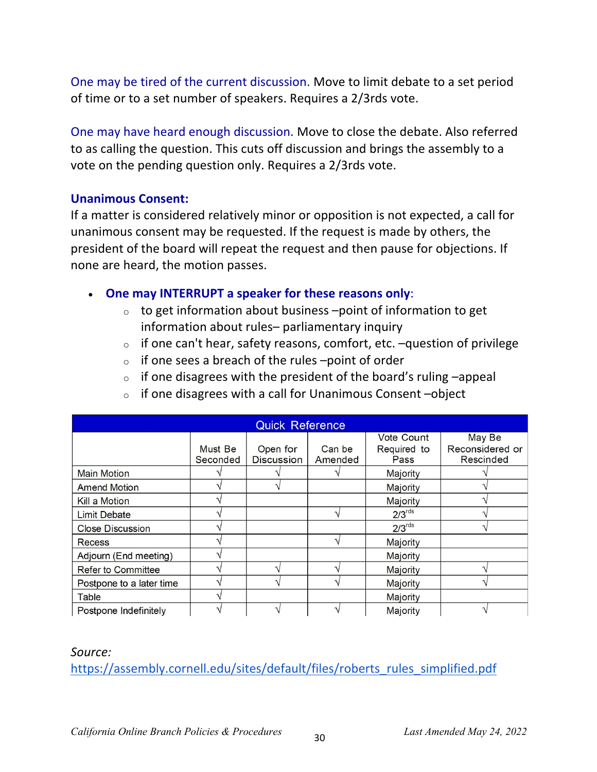One may be tired of the current discussion. Move to limit debate to a set period of time or to a set number of speakers. Requires a 2/3rds vote.

One may have heard enough discussion. Move to close the debate. Also referred to as calling the question. This cuts off discussion and brings the assembly to a vote on the pending question only. Requires a 2/3rds vote.

**Unanimous Consent:**
If a matter is considered relatively minor or opposition is not expected, a call for unanimous consent may be requested. If the request is made by others, the president of the board will repeat the request and then pause for objections. If none are heard, the motion passes.

- **One may INTERRUPT a speaker for these reasons only**:
  - to get information about business –point of information to get information about rules– parliamentary inquiry
  - if one can't hear, safety reasons, comfort, etc. –question of privilege
  - if one sees a breach of the rules –point of order
  - if one disagrees with the president of the board's ruling –appeal
  - if one disagrees with a call for Unanimous Consent –object

**Quick Reference**

| | Must Be Seconded | Open for Discussion | Can be Amended | Vote Count Required to Pass | May Be Reconsidered or Rescinded |
|---|---|---|---|---|---|
| Main Motion | √ | √ | √ | Majority | √ |
| Amend Motion | √ | √ | | Majority | √ |
| Kill a Motion | √ | | | Majority | √ |
| Limit Debate | √ | | √ | 2/3rds | √ |
| Close Discussion | √ | | | 2/3rds | √ |
| Recess | √ | | √ | Majority | |
| Adjourn (End meeting) | √ | | | Majority | |
| Refer to Committee | √ | √ | √ | Majority | √ |
| Postpone to a later time | √ | √ | √ | Majority | √ |
| Table | √ | | | Majority | |
| Postpone Indefinitely | √ | √ | √ | Majority | √ |

*Source:*
https://assembly.cornell.edu/sites/default/files/roberts_rules_simplified.pdf